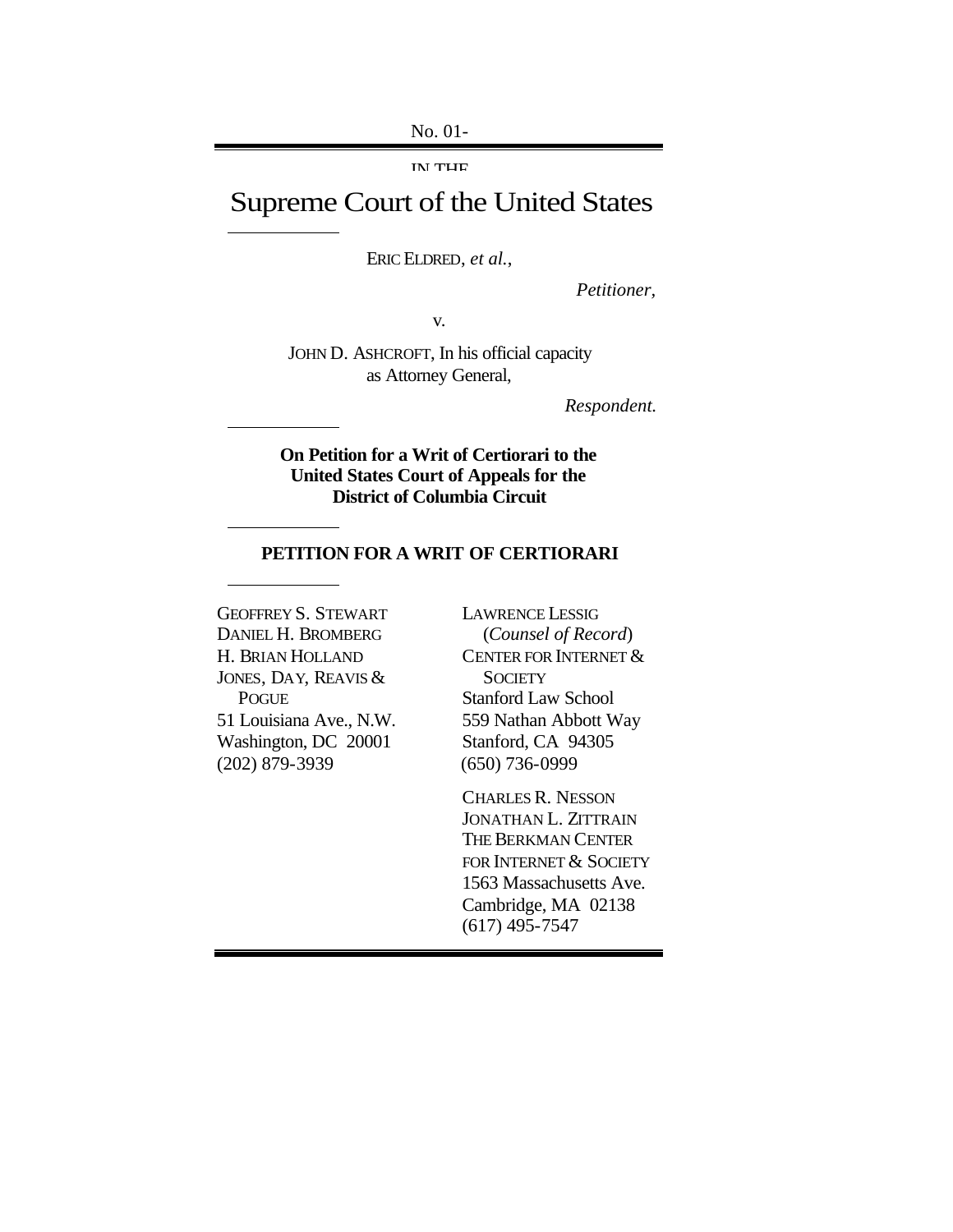No. 01-

IN THE

# Supreme Court of the United States

---

ERIC ELDRED, *et al.*,

*Petitioner*,

v.

JOHN D. ASHCROFT, In his official capacity as Attorney General,

*Respondent.*

---

**On Petition for a Writ of Certiorari to the United States Court of Appeals for the District of Columbia Circuit**

---

## PETITION FOR A WRIT OF CERTIORARI

---

GEOFFREY S. STEWART
DANIEL H. BROMBERG
H. BRIAN HOLLAND
JONES, DAY, REAVIS & POGUE
51 Louisiana Ave., N.W.
Washington, DC 20001
(202) 879-3939

LAWRENCE LESSIG
(*Counsel of Record*)
CENTER FOR INTERNET & SOCIETY
Stanford Law School
559 Nathan Abbott Way
Stanford, CA 94305
(650) 736-0999

CHARLES R. NESSON
JONATHAN L. ZITTRAIN
THE BERKMAN CENTER FOR INTERNET & SOCIETY
1563 Massachusetts Ave.
Cambridge, MA 02138
(617) 495-7547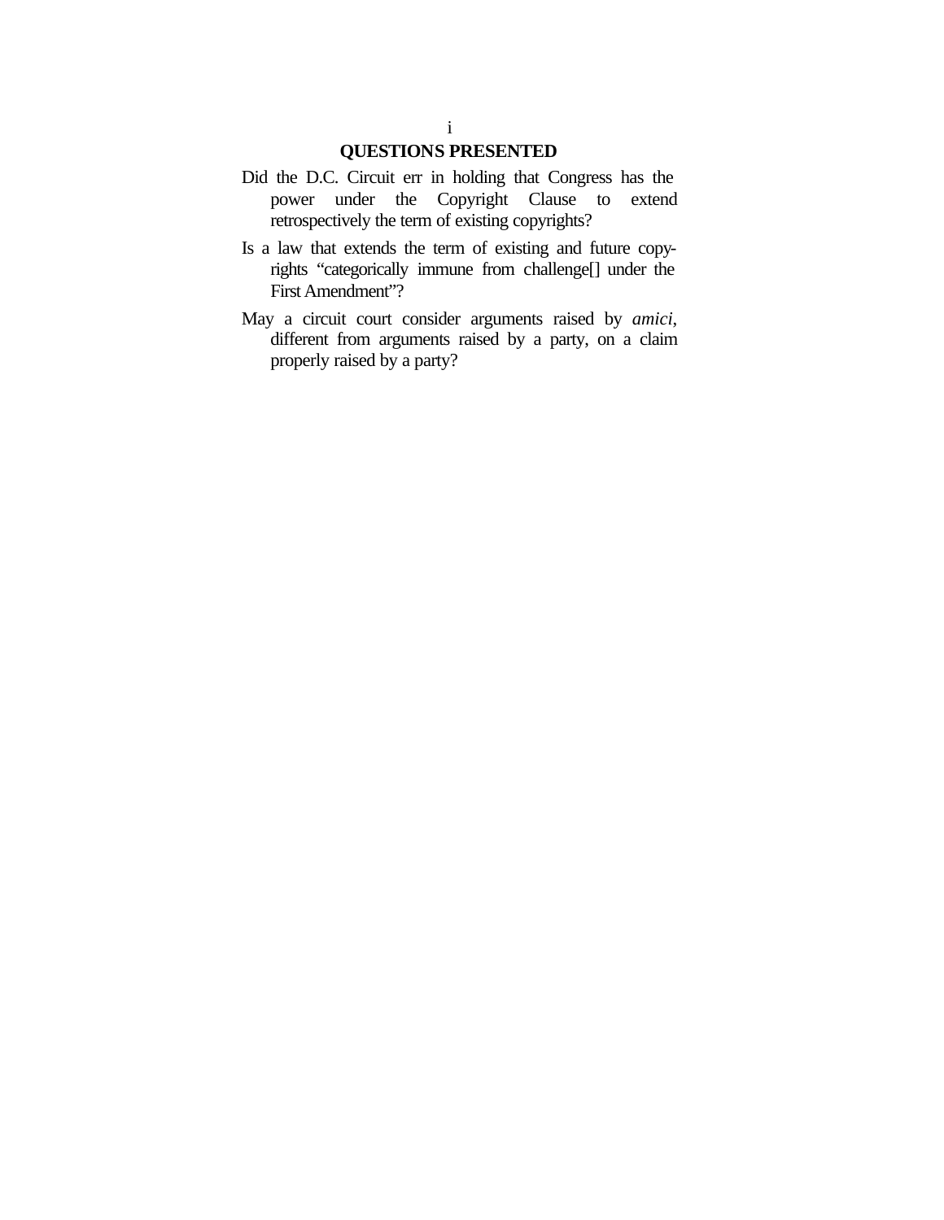## QUESTIONS PRESENTED

Did the D.C. Circuit err in holding that Congress has the power under the Copyright Clause to extend retrospectively the term of existing copyrights?

Is a law that extends the term of existing and future copyrights "categorically immune from challenge[] under the First Amendment"?

May a circuit court consider arguments raised by *amici*, different from arguments raised by a party, on a claim properly raised by a party?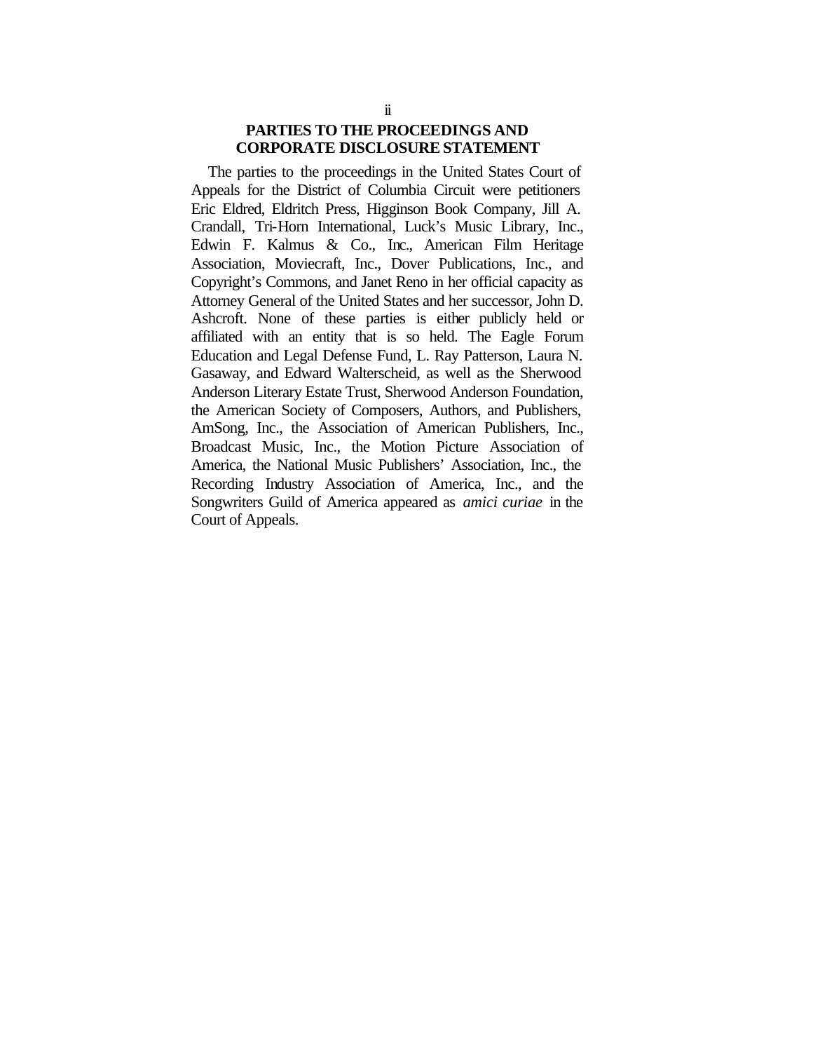## PARTIES TO THE PROCEEDINGS AND CORPORATE DISCLOSURE STATEMENT

The parties to the proceedings in the United States Court of Appeals for the District of Columbia Circuit were petitioners Eric Eldred, Eldritch Press, Higginson Book Company, Jill A. Crandall, Tri-Horn International, Luck's Music Library, Inc., Edwin F. Kalmus & Co., Inc., American Film Heritage Association, Moviecraft, Inc., Dover Publications, Inc., and Copyright's Commons, and Janet Reno in her official capacity as Attorney General of the United States and her successor, John D. Ashcroft. None of these parties is either publicly held or affiliated with an entity that is so held. The Eagle Forum Education and Legal Defense Fund, L. Ray Patterson, Laura N. Gasaway, and Edward Walterscheid, as well as the Sherwood Anderson Literary Estate Trust, Sherwood Anderson Foundation, the American Society of Composers, Authors, and Publishers, AmSong, Inc., the Association of American Publishers, Inc., Broadcast Music, Inc., the Motion Picture Association of America, the National Music Publishers' Association, Inc., the Recording Industry Association of America, Inc., and the Songwriters Guild of America appeared as *amici curiae* in the Court of Appeals.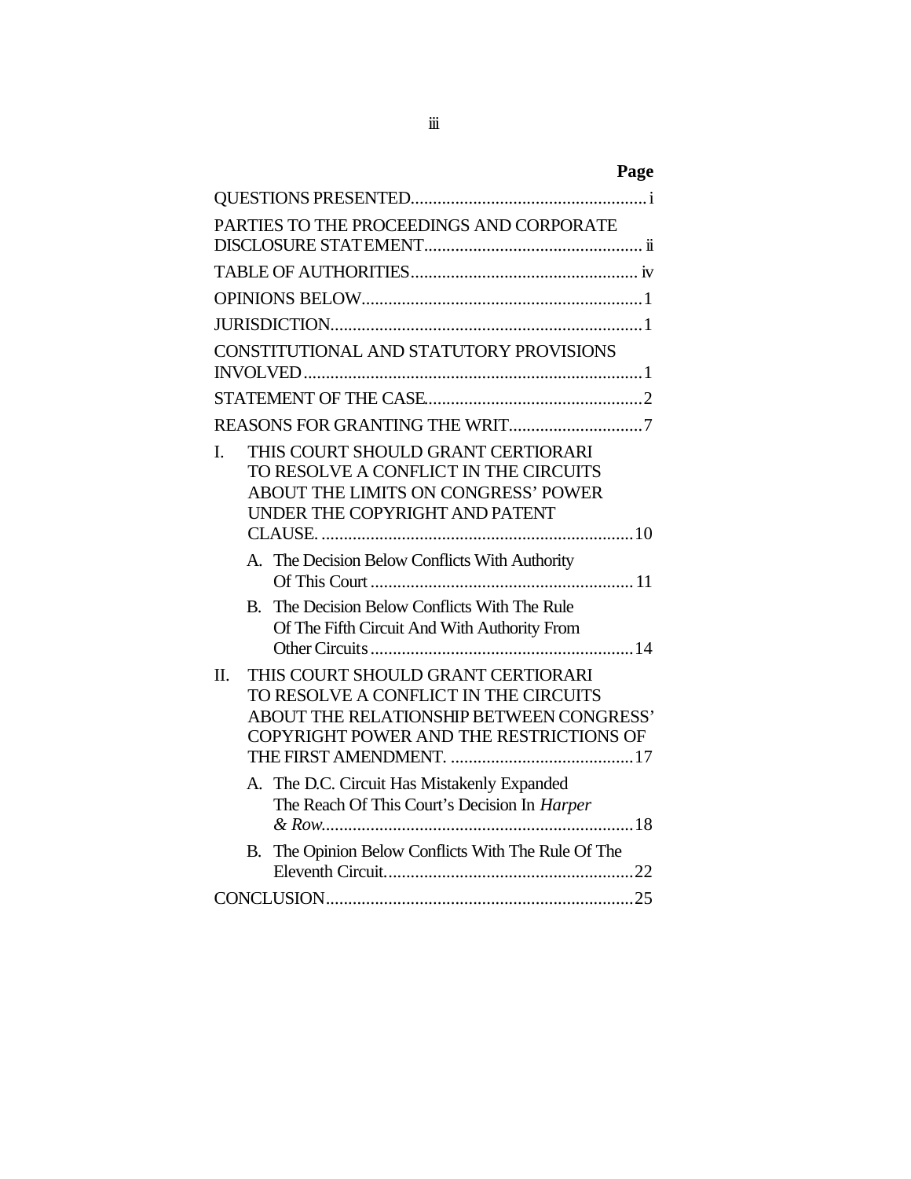| | Page |
|---|---|
| QUESTIONS PRESENTED | i |
| PARTIES TO THE PROCEEDINGS AND CORPORATE DISCLOSURE STATEMENT | ii |
| TABLE OF AUTHORITIES | iv |
| OPINIONS BELOW | 1 |
| JURISDICTION | 1 |
| CONSTITUTIONAL AND STATUTORY PROVISIONS INVOLVED | 1 |
| STATEMENT OF THE CASE | 2 |
| REASONS FOR GRANTING THE WRIT | 7 |
| I. THIS COURT SHOULD GRANT CERTIORARI TO RESOLVE A CONFLICT IN THE CIRCUITS ABOUT THE LIMITS ON CONGRESS' POWER UNDER THE COPYRIGHT AND PATENT CLAUSE. | 10 |
| A. The Decision Below Conflicts With Authority Of This Court | 11 |
| B. The Decision Below Conflicts With The Rule Of The Fifth Circuit And With Authority From Other Circuits | 14 |
| II. THIS COURT SHOULD GRANT CERTIORARI TO RESOLVE A CONFLICT IN THE CIRCUITS ABOUT THE RELATIONSHIP BETWEEN CONGRESS' COPYRIGHT POWER AND THE RESTRICTIONS OF THE FIRST AMENDMENT. | 17 |
| A. The D.C. Circuit Has Mistakenly Expanded The Reach Of This Court's Decision In *Harper & Row* | 18 |
| B. The Opinion Below Conflicts With The Rule Of The Eleventh Circuit | 22 |
| CONCLUSION | 25 |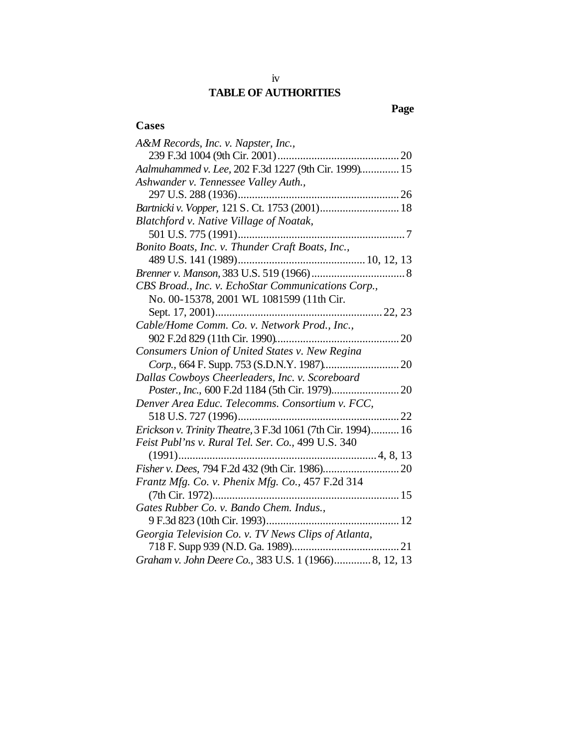## TABLE OF AUTHORITIES

**Page**

### Cases

*A&M Records, Inc. v. Napster, Inc.*, 239 F.3d 1004 (9th Cir. 2001) .......................................... 20

*Aalmuhammed v. Lee*, 202 F.3d 1227 (9th Cir. 1999)............. 15

*Ashwander v. Tennessee Valley Auth.*, 297 U.S. 288 (1936)......................................................... 26

*Bartnicki v. Vopper*, 121 S. Ct. 1753 (2001)............................ 18

*Blatchford v. Native Village of Noatak*, 501 U.S. 775 (1991)........................................................... 7

*Bonito Boats, Inc. v. Thunder Craft Boats, Inc.*, 489 U.S. 141 (1989)............................................ 10, 12, 13

*Brenner v. Manson*, 383 U.S. 519 (1966) ................................. 8

*CBS Broad., Inc. v. EchoStar Communications Corp.*, No. 00-15378, 2001 WL 1081599 (11th Cir. Sept. 17, 2001).......................................................... 22, 23

*Cable/Home Comm. Co. v. Network Prod., Inc.*, 902 F.2d 829 (11th Cir. 1990)............................................ 20

*Consumers Union of United States v. New Regina Corp.*, 664 F. Supp. 753 (S.D.N.Y. 1987).......................... 20

*Dallas Cowboys Cheerleaders, Inc. v. Scoreboard Poster., Inc.*, 600 F.2d 1184 (5th Cir. 1979)........................ 20

*Denver Area Educ. Telecomms. Consortium v. FCC*, 518 U.S. 727 (1996)......................................................... 22

*Erickson v. Trinity Theatre*, 3 F.3d 1061 (7th Cir. 1994).......... 16

*Feist Publ'ns v. Rural Tel. Ser. Co.*, 499 U.S. 340 (1991)..................................................................... 4, 8, 13

*Fisher v. Dees*, 794 F.2d 432 (9th Cir. 1986)........................... 20

*Frantz Mfg. Co. v. Phenix Mfg. Co.*, 457 F.2d 314 (7th Cir. 1972)................................................................. 15

*Gates Rubber Co. v. Bando Chem. Indus.*, 9 F.3d 823 (10th Cir. 1993)............................................... 12

*Georgia Television Co. v. TV News Clips of Atlanta*, 718 F. Supp 939 (N.D. Ga. 1989)...................................... 21

*Graham v. John Deere Co.*, 383 U.S. 1 (1966)............. 8, 12, 13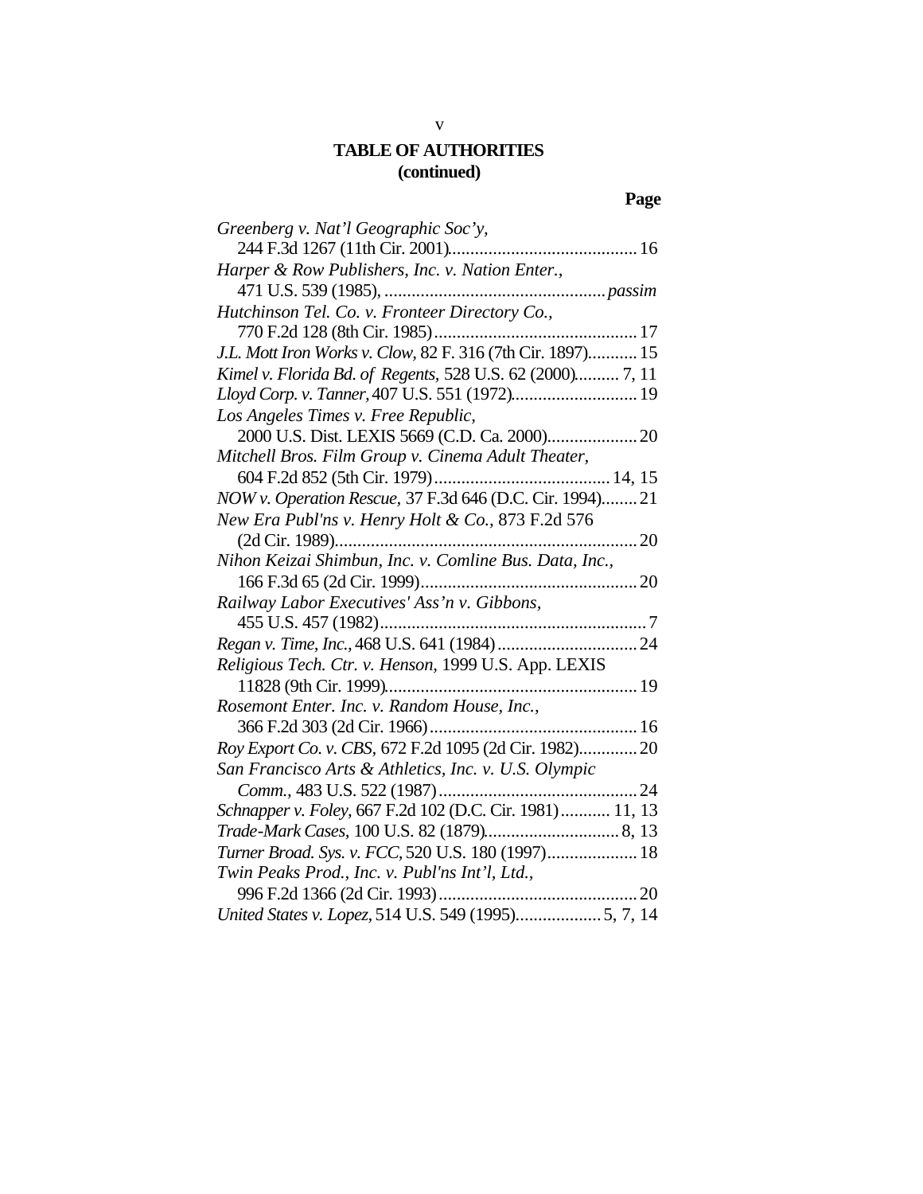## TABLE OF AUTHORITIES
## (continued)

**Page**

*Greenberg v. Nat'l Geographic Soc'y*, 244 F.3d 1267 (11th Cir. 2001)........................................ 16

*Harper & Row Publishers, Inc. v. Nation Enter.*, 471 U.S. 539 (1985), ................................................ *passim*

*Hutchinson Tel. Co. v. Fronteer Directory Co.*, 770 F.2d 128 (8th Cir. 1985)............................................ 17

*J.L. Mott Iron Works v. Clow*, 82 F. 316 (7th Cir. 1897)........... 15

*Kimel v. Florida Bd. of Regents*, 528 U.S. 62 (2000).......... 7, 11

*Lloyd Corp. v. Tanner*, 407 U.S. 551 (1972)............................ 19

*Los Angeles Times v. Free Republic*, 2000 U.S. Dist. LEXIS 5669 (C.D. Ca. 2000).................... 20

*Mitchell Bros. Film Group v. Cinema Adult Theater*, 604 F.2d 852 (5th Cir. 1979)....................................... 14, 15

*NOW v. Operation Rescue*, 37 F.3d 646 (D.C. Cir. 1994)........ 21

*New Era Publ'ns v. Henry Holt & Co.*, 873 F.2d 576 (2d Cir. 1989)................................................................... 20

*Nihon Keizai Shimbun, Inc. v. Comline Bus. Data, Inc.*, 166 F.3d 65 (2d Cir. 1999)................................................ 20

*Railway Labor Executives' Ass'n v. Gibbons*, 455 U.S. 457 (1982)........................................................... 7

*Regan v. Time, Inc.*, 468 U.S. 641 (1984)............................... 24

*Religious Tech. Ctr. v. Henson*, 1999 U.S. App. LEXIS 11828 (9th Cir. 1999)........................................................ 19

*Rosemont Enter. Inc. v. Random House, Inc.*, 366 F.2d 303 (2d Cir. 1966).............................................. 16

*Roy Export Co. v. CBS*, 672 F.2d 1095 (2d Cir. 1982)............. 20

*San Francisco Arts & Athletics, Inc. v. U.S. Olympic Comm.*, 483 U.S. 522 (1987)............................................ 24

*Schnapper v. Foley*, 667 F.2d 102 (D.C. Cir. 1981)........... 11, 13

*Trade-Mark Cases*, 100 U.S. 82 (1879).............................. 8, 13

*Turner Broad. Sys. v. FCC*, 520 U.S. 180 (1997).................... 18

*Twin Peaks Prod., Inc. v. Publ'ns Int'l, Ltd.*, 996 F.2d 1366 (2d Cir. 1993)............................................ 20

*United States v. Lopez*, 514 U.S. 549 (1995)................... 5, 7, 14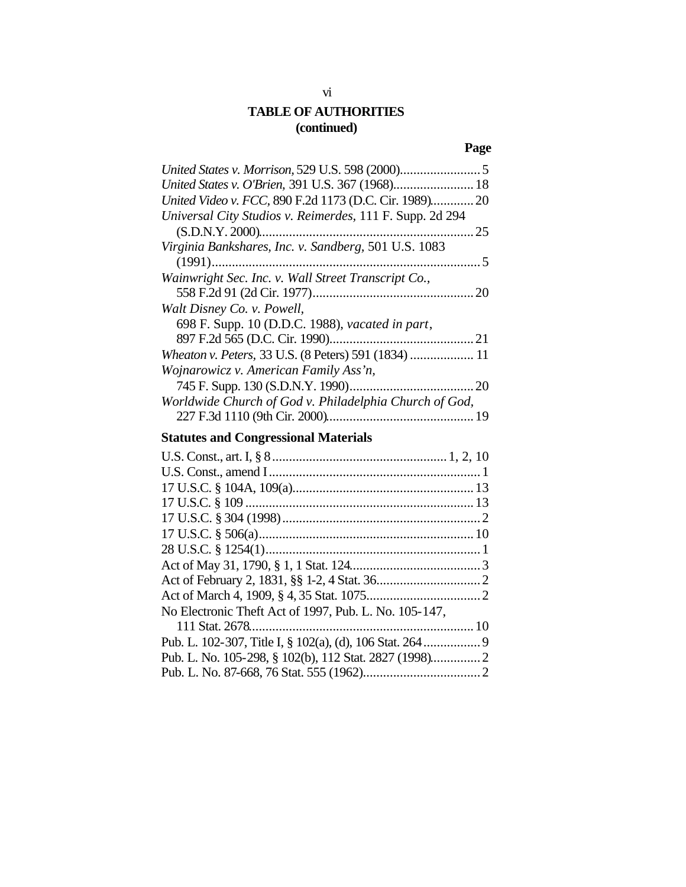## TABLE OF AUTHORITIES (continued)

**Page**

*United States v. Morrison*, 529 U.S. 598 (2000)........................5
*United States v. O'Brien*, 391 U.S. 367 (1968)........................18
*United Video v. FCC*, 890 F.2d 1173 (D.C. Cir. 1989).............20
*Universal City Studios v. Reimerdes*, 111 F. Supp. 2d 294 (S.D.N.Y. 2000)................................................................25
*Virginia Bankshares, Inc. v. Sandberg*, 501 U.S. 1083 (1991)................................................................................5
*Wainwright Sec. Inc. v. Wall Street Transcript Co.*, 558 F.2d 91 (2d Cir. 1977)................................................20
*Walt Disney Co. v. Powell*, 698 F. Supp. 10 (D.D.C. 1988), *vacated in part*, 897 F.2d 565 (D.C. Cir. 1990)...........................................21
*Wheaton v. Peters*, 33 U.S. (8 Peters) 591 (1834) ................... 11
*Wojnarowicz v. American Family Ass'n*, 745 F. Supp. 130 (S.D.N.Y. 1990).....................................20
*Worldwide Church of God v. Philadelphia Church of God*, 227 F.3d 1110 (9th Cir. 2000)............................................19

### Statutes and Congressional Materials

U.S. Const., art. I, § 8.................................................... 1, 2, 10
U.S. Const., amend I...............................................................1
17 U.S.C. § 104A, 109(a)......................................................13
17 U.S.C. § 109 ....................................................................13
17 U.S.C. § 304 (1998)...........................................................2
17 U.S.C. § 506(a)................................................................10
28 U.S.C. § 1254(1)................................................................1
Act of May 31, 1790, § 1, 1 Stat. 124.......................................3
Act of February 2, 1831, §§ 1-2, 4 Stat. 36...............................2
Act of March 4, 1909, § 4, 35 Stat. 1075..................................2
No Electronic Theft Act of 1997, Pub. L. No. 105-147, 111 Stat. 2678...................................................................10
Pub. L. 102-307, Title I, § 102(a), (d), 106 Stat. 264.................9
Pub. L. No. 105-298, § 102(b), 112 Stat. 2827 (1998)...............2
Pub. L. No. 87-668, 76 Stat. 555 (1962)...................................2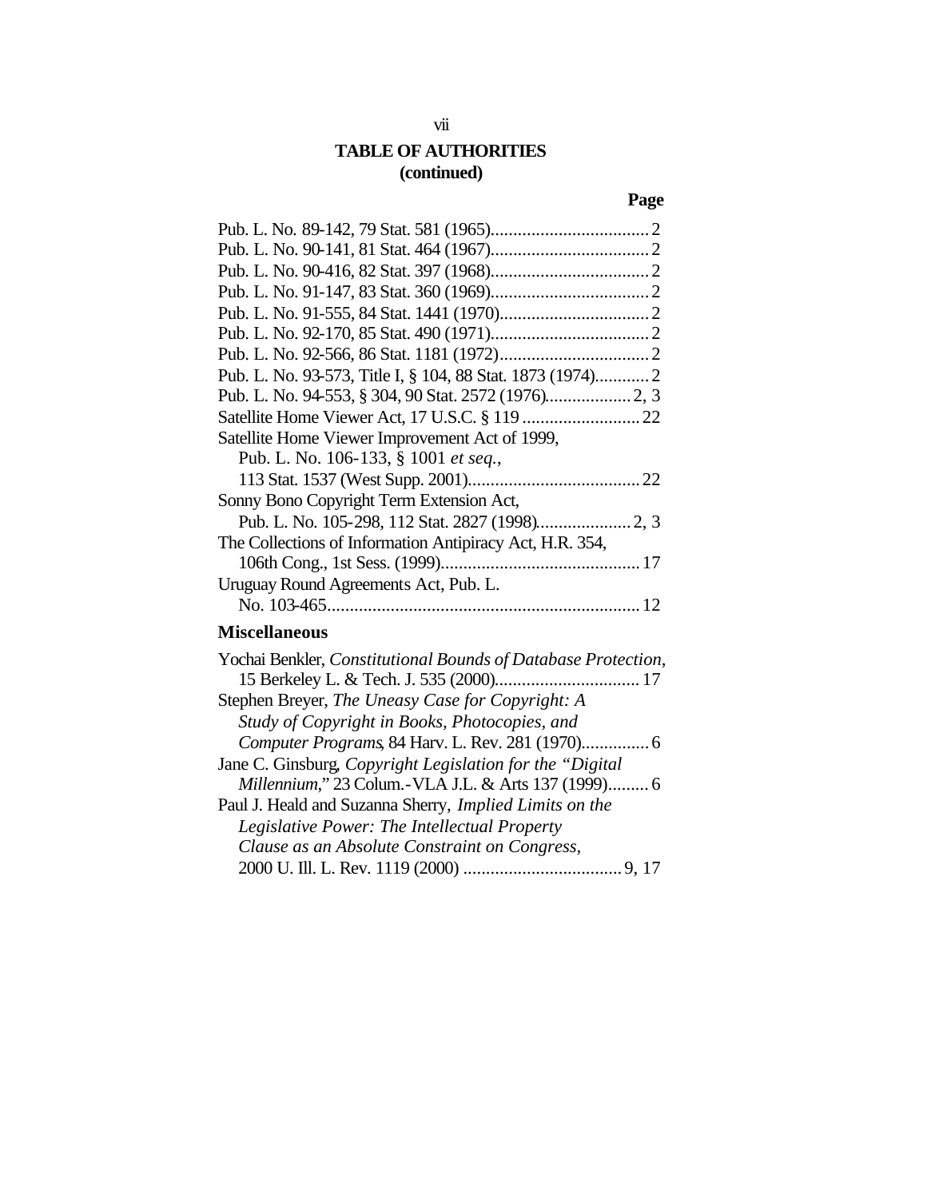## TABLE OF AUTHORITIES (continued)

**Page**

Pub. L. No. 89-142, 79 Stat. 581 (1965)................................... 2
Pub. L. No. 90-141, 81 Stat. 464 (1967)................................... 2
Pub. L. No. 90-416, 82 Stat. 397 (1968)................................... 2
Pub. L. No. 91-147, 83 Stat. 360 (1969)................................... 2
Pub. L. No. 91-555, 84 Stat. 1441 (1970)................................. 2
Pub. L. No. 92-170, 85 Stat. 490 (1971)................................... 2
Pub. L. No. 92-566, 86 Stat. 1181 (1972)................................. 2
Pub. L. No. 93-573, Title I, § 104, 88 Stat. 1873 (1974)............ 2
Pub. L. No. 94-553, § 304, 90 Stat. 2572 (1976)................... 2, 3
Satellite Home Viewer Act, 17 U.S.C. § 119 .......................... 22
Satellite Home Viewer Improvement Act of 1999,
Pub. L. No. 106-133, § 1001 *et seq.*,
113 Stat. 1537 (West Supp. 2001)...................................... 22
Sonny Bono Copyright Term Extension Act,
Pub. L. No. 105-298, 112 Stat. 2827 (1998)..................... 2, 3
The Collections of Information Antipiracy Act, H.R. 354,
106th Cong., 1st Sess. (1999)............................................ 17
Uruguay Round Agreements Act, Pub. L.
No. 103-465.................................................................... 12

### Miscellaneous

Yochai Benkler, *Constitutional Bounds of Database Protection*,
15 Berkeley L. & Tech. J. 535 (2000)................................ 17
Stephen Breyer, *The Uneasy Case for Copyright: A Study of Copyright in Books, Photocopies, and Computer Programs*, 84 Harv. L. Rev. 281 (1970)............... 6
Jane C. Ginsburg, *Copyright Legislation for the "Digital Millennium*," 23 Colum.-VLA J.L. & Arts 137 (1999)......... 6
Paul J. Heald and Suzanna Sherry, *Implied Limits on the Legislative Power: The Intellectual Property Clause as an Absolute Constraint on Congress*,
2000 U. Ill. L. Rev. 1119 (2000) ................................... 9, 17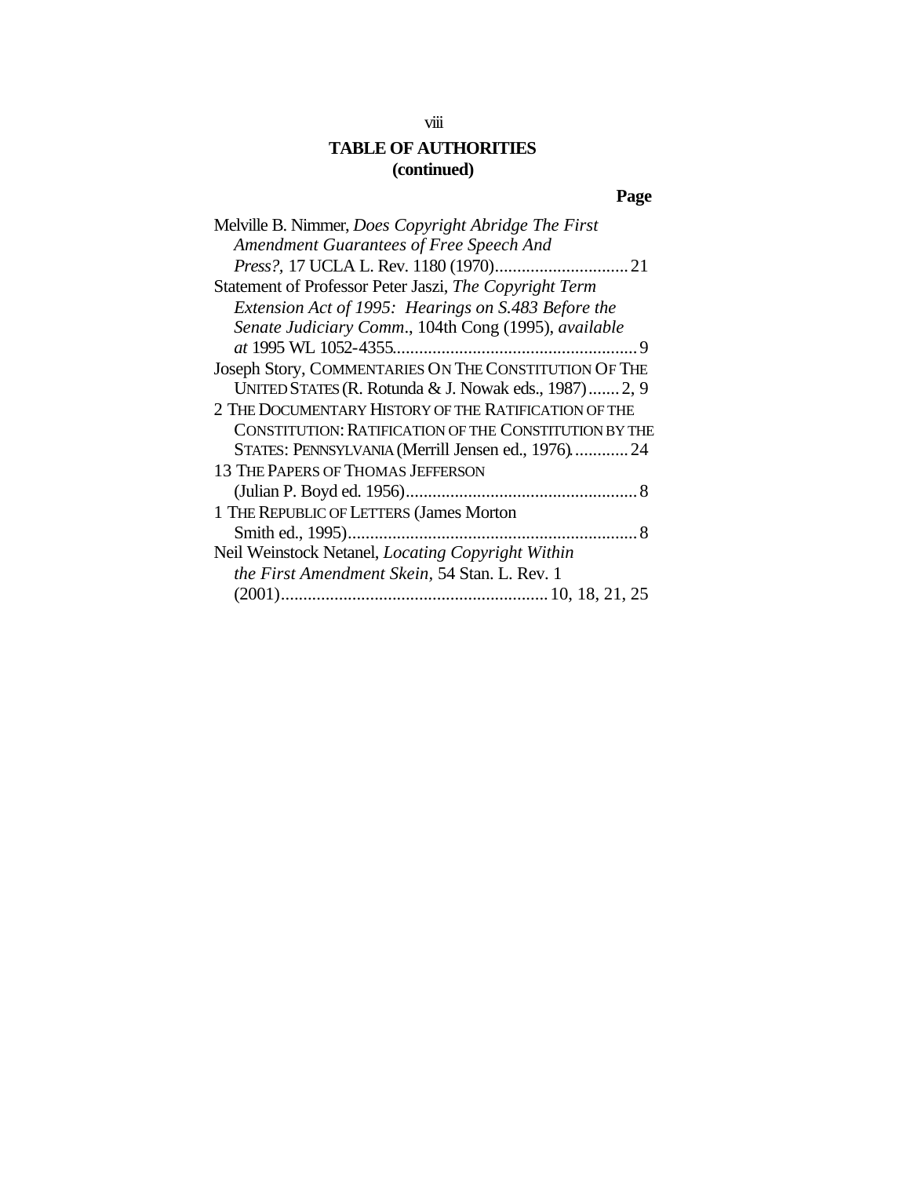## TABLE OF AUTHORITIES (continued)

**Page**

Melville B. Nimmer, *Does Copyright Abridge The First Amendment Guarantees of Free Speech And Press?*, 17 UCLA L. Rev. 1180 (1970) .............................. 21

Statement of Professor Peter Jaszi, *The Copyright Term Extension Act of 1995: Hearings on S.483 Before the Senate Judiciary Comm*., 104th Cong (1995), *available at* 1995 WL 1052-4355 ....................................................... 9

Joseph Story, COMMENTARIES ON THE CONSTITUTION OF THE UNITED STATES (R. Rotunda & J. Nowak eds., 1987) ....... 2, 9

2 THE DOCUMENTARY HISTORY OF THE RATIFICATION OF THE CONSTITUTION: RATIFICATION OF THE CONSTITUTION BY THE STATES: PENNSYLVANIA (Merrill Jensen ed., 1976) ............ 24

13 THE PAPERS OF THOMAS JEFFERSON (Julian P. Boyd ed. 1956) .................................................... 8

1 THE REPUBLIC OF LETTERS (James Morton Smith ed., 1995) ................................................................. 8

Neil Weinstock Netanel, *Locating Copyright Within the First Amendment Skein*, 54 Stan. L. Rev. 1 (2001) ........................................................... 10, 18, 21, 25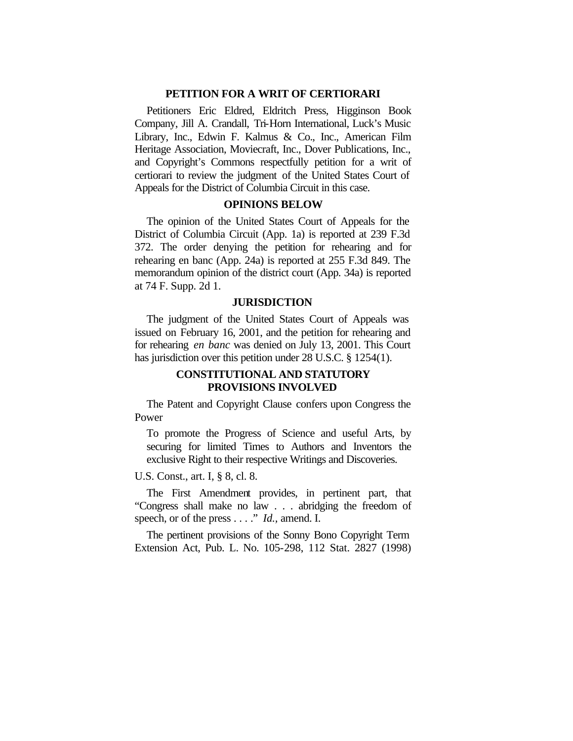## PETITION FOR A WRIT OF CERTIORARI

Petitioners Eric Eldred, Eldritch Press, Higginson Book Company, Jill A. Crandall, Tri-Horn International, Luck's Music Library, Inc., Edwin F. Kalmus & Co., Inc., American Film Heritage Association, Moviecraft, Inc., Dover Publications, Inc., and Copyright's Commons respectfully petition for a writ of certiorari to review the judgment of the United States Court of Appeals for the District of Columbia Circuit in this case.

## OPINIONS BELOW

The opinion of the United States Court of Appeals for the District of Columbia Circuit (App. 1a) is reported at 239 F.3d 372. The order denying the petition for rehearing and for rehearing en banc (App. 24a) is reported at 255 F.3d 849. The memorandum opinion of the district court (App. 34a) is reported at 74 F. Supp. 2d 1.

## JURISDICTION

The judgment of the United States Court of Appeals was issued on February 16, 2001, and the petition for rehearing and for rehearing *en banc* was denied on July 13, 2001. This Court has jurisdiction over this petition under 28 U.S.C. § 1254(1).

## CONSTITUTIONAL AND STATUTORY PROVISIONS INVOLVED

The Patent and Copyright Clause confers upon Congress the Power

> To promote the Progress of Science and useful Arts, by securing for limited Times to Authors and Inventors the exclusive Right to their respective Writings and Discoveries.

U.S. Const., art. I, § 8, cl. 8.

The First Amendment provides, in pertinent part, that "Congress shall make no law . . . abridging the freedom of speech, or of the press . . . ." *Id.*, amend. I.

The pertinent provisions of the Sonny Bono Copyright Term Extension Act, Pub. L. No. 105-298, 112 Stat. 2827 (1998)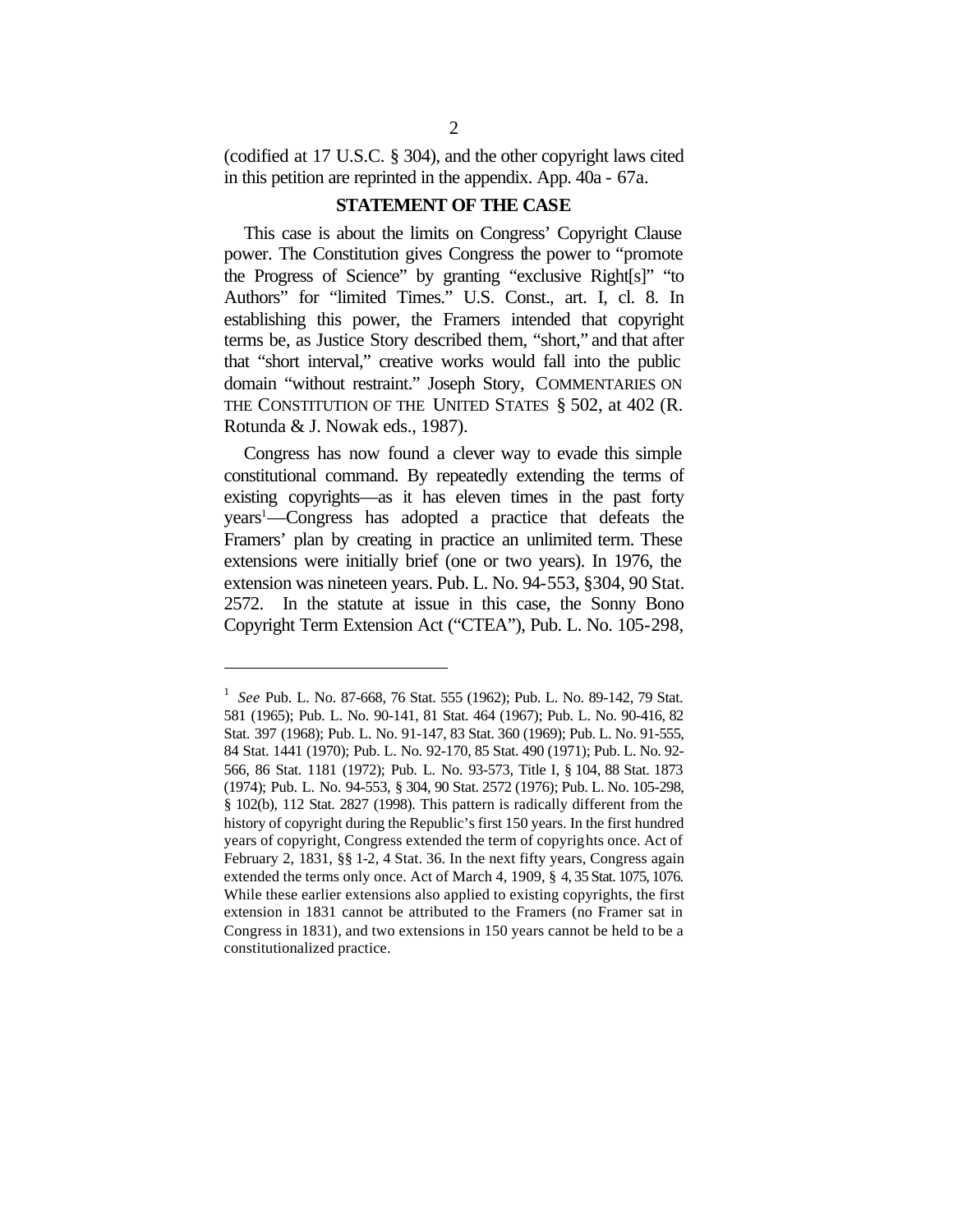(codified at 17 U.S.C. § 304), and the other copyright laws cited in this petition are reprinted in the appendix. App. 40a - 67a.

## STATEMENT OF THE CASE

This case is about the limits on Congress' Copyright Clause power. The Constitution gives Congress the power to "promote the Progress of Science" by granting "exclusive Right[s]" "to Authors" for "limited Times." U.S. Const., art. I, cl. 8. In establishing this power, the Framers intended that copyright terms be, as Justice Story described them, "short," and that after that "short interval," creative works would fall into the public domain "without restraint." Joseph Story, COMMENTARIES ON THE CONSTITUTION OF THE UNITED STATES § 502, at 402 (R. Rotunda & J. Nowak eds., 1987).

Congress has now found a clever way to evade this simple constitutional command. By repeatedly extending the terms of existing copyrights—as it has eleven times in the past forty years[1]—Congress has adopted a practice that defeats the Framers' plan by creating in practice an unlimited term. These extensions were initially brief (one or two years). In 1976, the extension was nineteen years. Pub. L. No. 94-553, §304, 90 Stat. 2572. In the statute at issue in this case, the Sonny Bono Copyright Term Extension Act ("CTEA"), Pub. L. No. 105-298,

---

[1] *See* Pub. L. No. 87-668, 76 Stat. 555 (1962); Pub. L. No. 89-142, 79 Stat. 581 (1965); Pub. L. No. 90-141, 81 Stat. 464 (1967); Pub. L. No. 90-416, 82 Stat. 397 (1968); Pub. L. No. 91-147, 83 Stat. 360 (1969); Pub. L. No. 91-555, 84 Stat. 1441 (1970); Pub. L. No. 92-170, 85 Stat. 490 (1971); Pub. L. No. 92-566, 86 Stat. 1181 (1972); Pub. L. No. 93-573, Title I, § 104, 88 Stat. 1873 (1974); Pub. L. No. 94-553, § 304, 90 Stat. 2572 (1976); Pub. L. No. 105-298, § 102(b), 112 Stat. 2827 (1998). This pattern is radically different from the history of copyright during the Republic's first 150 years. In the first hundred years of copyright, Congress extended the term of copyrights once. Act of February 2, 1831, §§ 1-2, 4 Stat. 36. In the next fifty years, Congress again extended the terms only once. Act of March 4, 1909, § 4, 35 Stat. 1075, 1076. While these earlier extensions also applied to existing copyrights, the first extension in 1831 cannot be attributed to the Framers (no Framer sat in Congress in 1831), and two extensions in 150 years cannot be held to be a constitutionalized practice.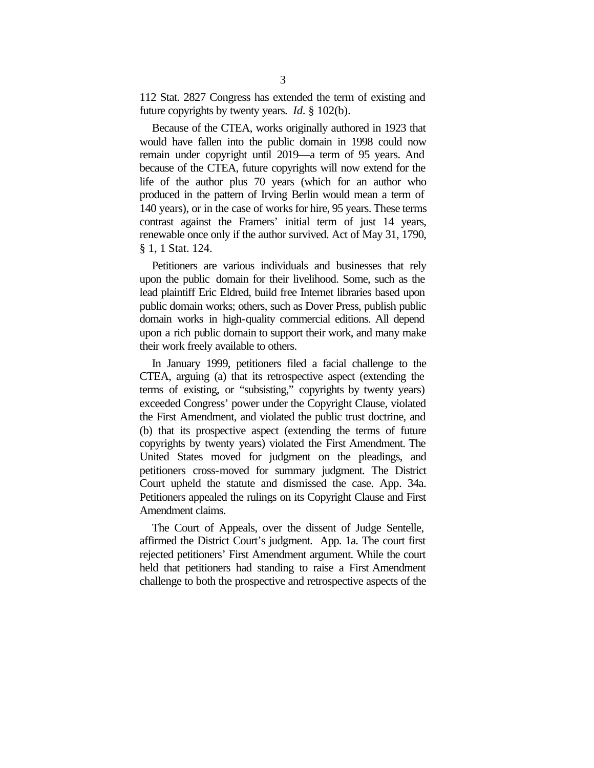112 Stat. 2827 Congress has extended the term of existing and future copyrights by twenty years. *Id*. § 102(b).

Because of the CTEA, works originally authored in 1923 that would have fallen into the public domain in 1998 could now remain under copyright until 2019—a term of 95 years. And because of the CTEA, future copyrights will now extend for the life of the author plus 70 years (which for an author who produced in the pattern of Irving Berlin would mean a term of 140 years), or in the case of works for hire, 95 years. These terms contrast against the Framers' initial term of just 14 years, renewable once only if the author survived. Act of May 31, 1790, § 1, 1 Stat. 124.

Petitioners are various individuals and businesses that rely upon the public domain for their livelihood. Some, such as the lead plaintiff Eric Eldred, build free Internet libraries based upon public domain works; others, such as Dover Press, publish public domain works in high-quality commercial editions. All depend upon a rich public domain to support their work, and many make their work freely available to others.

In January 1999, petitioners filed a facial challenge to the CTEA, arguing (a) that its retrospective aspect (extending the terms of existing, or "subsisting," copyrights by twenty years) exceeded Congress' power under the Copyright Clause, violated the First Amendment, and violated the public trust doctrine, and (b) that its prospective aspect (extending the terms of future copyrights by twenty years) violated the First Amendment. The United States moved for judgment on the pleadings, and petitioners cross-moved for summary judgment. The District Court upheld the statute and dismissed the case. App. 34a. Petitioners appealed the rulings on its Copyright Clause and First Amendment claims.

The Court of Appeals, over the dissent of Judge Sentelle, affirmed the District Court's judgment. App. 1a. The court first rejected petitioners' First Amendment argument. While the court held that petitioners had standing to raise a First Amendment challenge to both the prospective and retrospective aspects of the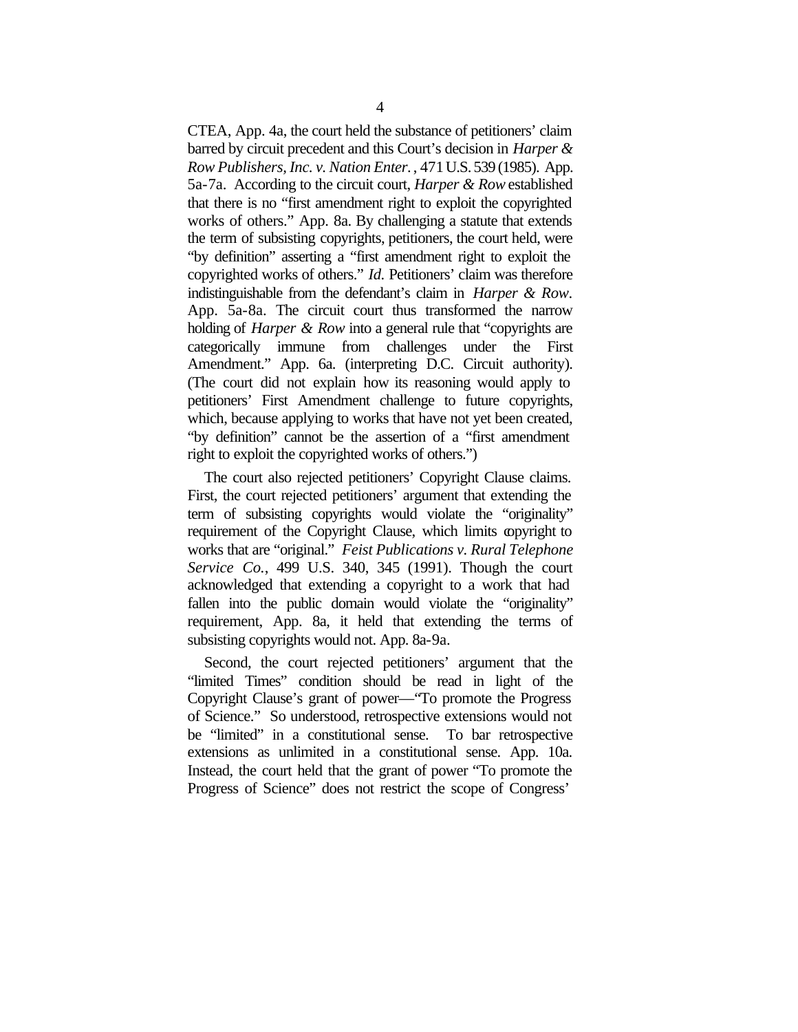CTEA, App. 4a, the court held the substance of petitioners' claim barred by circuit precedent and this Court's decision in *Harper & Row Publishers, Inc. v. Nation Enter.*, 471 U.S. 539 (1985). App. 5a-7a. According to the circuit court, *Harper & Row* established that there is no "first amendment right to exploit the copyrighted works of others." App. 8a. By challenging a statute that extends the term of subsisting copyrights, petitioners, the court held, were "by definition" asserting a "first amendment right to exploit the copyrighted works of others." *Id.* Petitioners' claim was therefore indistinguishable from the defendant's claim in *Harper & Row*. App. 5a-8a. The circuit court thus transformed the narrow holding of *Harper & Row* into a general rule that "copyrights are categorically immune from challenges under the First Amendment." App. 6a. (interpreting D.C. Circuit authority). (The court did not explain how its reasoning would apply to petitioners' First Amendment challenge to future copyrights, which, because applying to works that have not yet been created, "by definition" cannot be the assertion of a "first amendment right to exploit the copyrighted works of others.")

The court also rejected petitioners' Copyright Clause claims. First, the court rejected petitioners' argument that extending the term of subsisting copyrights would violate the "originality" requirement of the Copyright Clause, which limits copyright to works that are "original." *Feist Publications v. Rural Telephone Service Co.*, 499 U.S. 340, 345 (1991). Though the court acknowledged that extending a copyright to a work that had fallen into the public domain would violate the "originality" requirement, App. 8a, it held that extending the terms of subsisting copyrights would not. App. 8a-9a.

Second, the court rejected petitioners' argument that the "limited Times" condition should be read in light of the Copyright Clause's grant of power—"To promote the Progress of Science." So understood, retrospective extensions would not be "limited" in a constitutional sense. To bar retrospective extensions as unlimited in a constitutional sense. App. 10a. Instead, the court held that the grant of power "To promote the Progress of Science" does not restrict the scope of Congress'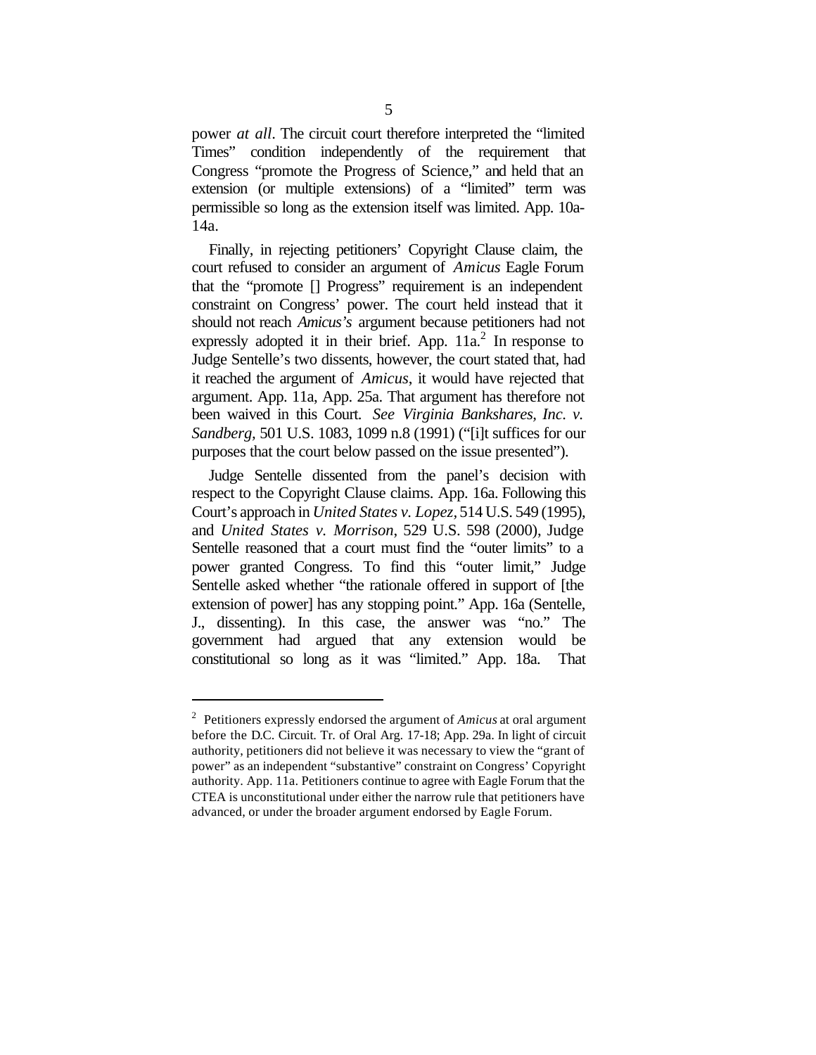power *at all*. The circuit court therefore interpreted the "limited Times" condition independently of the requirement that Congress "promote the Progress of Science," and held that an extension (or multiple extensions) of a "limited" term was permissible so long as the extension itself was limited. App. 10a-14a.

Finally, in rejecting petitioners' Copyright Clause claim, the court refused to consider an argument of *Amicus* Eagle Forum that the "promote [] Progress" requirement is an independent constraint on Congress' power. The court held instead that it should not reach *Amicus's* argument because petitioners had not expressly adopted it in their brief. App. 11a.[2] In response to Judge Sentelle's two dissents, however, the court stated that, had it reached the argument of *Amicus*, it would have rejected that argument. App. 11a, App. 25a. That argument has therefore not been waived in this Court. *See Virginia Bankshares, Inc. v. Sandberg*, 501 U.S. 1083, 1099 n.8 (1991) ("[i]t suffices for our purposes that the court below passed on the issue presented").

Judge Sentelle dissented from the panel's decision with respect to the Copyright Clause claims. App. 16a. Following this Court's approach in *United States v. Lopez*, 514 U.S. 549 (1995), and *United States v. Morrison*, 529 U.S. 598 (2000), Judge Sentelle reasoned that a court must find the "outer limits" to a power granted Congress. To find this "outer limit," Judge Sentelle asked whether "the rationale offered in support of [the extension of power] has any stopping point." App. 16a (Sentelle, J., dissenting). In this case, the answer was "no." The government had argued that any extension would be constitutional so long as it was "limited." App. 18a. That

---

[2] Petitioners expressly endorsed the argument of *Amicus* at oral argument before the D.C. Circuit. Tr. of Oral Arg. 17-18; App. 29a. In light of circuit authority, petitioners did not believe it was necessary to view the "grant of power" as an independent "substantive" constraint on Congress' Copyright authority. App. 11a. Petitioners continue to agree with Eagle Forum that the CTEA is unconstitutional under either the narrow rule that petitioners have advanced, or under the broader argument endorsed by Eagle Forum.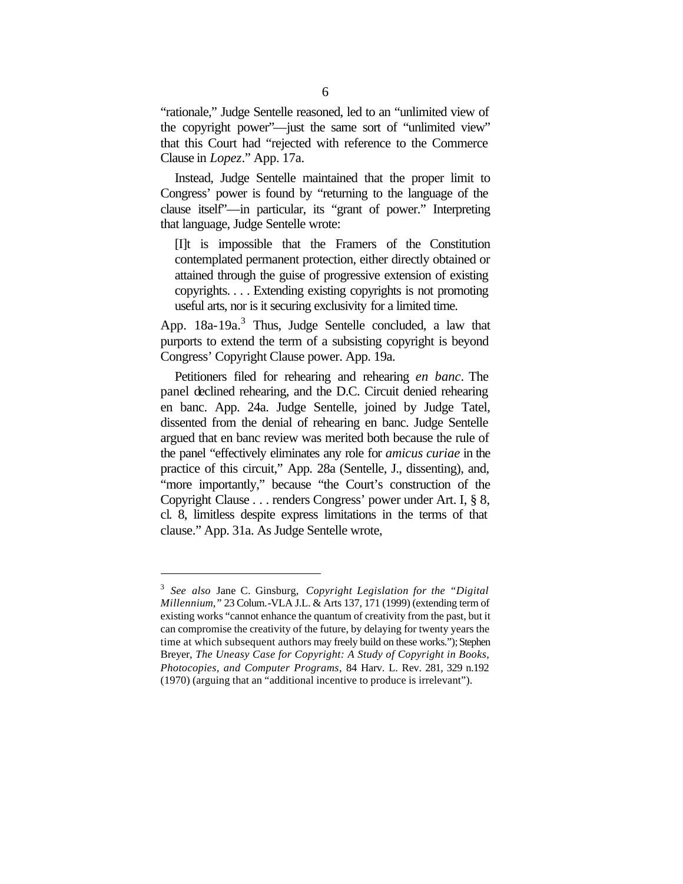"rationale," Judge Sentelle reasoned, led to an "unlimited view of the copyright power"—just the same sort of "unlimited view" that this Court had "rejected with reference to the Commerce Clause in *Lopez*." App. 17a.

Instead, Judge Sentelle maintained that the proper limit to Congress' power is found by "returning to the language of the clause itself"—in particular, its "grant of power." Interpreting that language, Judge Sentelle wrote:

> [I]t is impossible that the Framers of the Constitution contemplated permanent protection, either directly obtained or attained through the guise of progressive extension of existing copyrights. . . . Extending existing copyrights is not promoting useful arts, nor is it securing exclusivity for a limited time.

App. 18a-19a.[3] Thus, Judge Sentelle concluded, a law that purports to extend the term of a subsisting copyright is beyond Congress' Copyright Clause power. App. 19a.

Petitioners filed for rehearing and rehearing *en banc*. The panel declined rehearing, and the D.C. Circuit denied rehearing en banc. App. 24a. Judge Sentelle, joined by Judge Tatel, dissented from the denial of rehearing en banc. Judge Sentelle argued that en banc review was merited both because the rule of the panel "effectively eliminates any role for *amicus curiae* in the practice of this circuit," App. 28a (Sentelle, J., dissenting), and, "more importantly," because "the Court's construction of the Copyright Clause . . . renders Congress' power under Art. I, § 8, cl. 8, limitless despite express limitations in the terms of that clause." App. 31a. As Judge Sentelle wrote,

---

[3] *See also* Jane C. Ginsburg, *Copyright Legislation for the "Digital Millennium,"* 23 Colum.-VLA J.L. & Arts 137, 171 (1999) (extending term of existing works "cannot enhance the quantum of creativity from the past, but it can compromise the creativity of the future, by delaying for twenty years the time at which subsequent authors may freely build on these works."); Stephen Breyer, *The Uneasy Case for Copyright: A Study of Copyright in Books, Photocopies, and Computer Programs*, 84 Harv. L. Rev. 281, 329 n.192 (1970) (arguing that an "additional incentive to produce is irrelevant").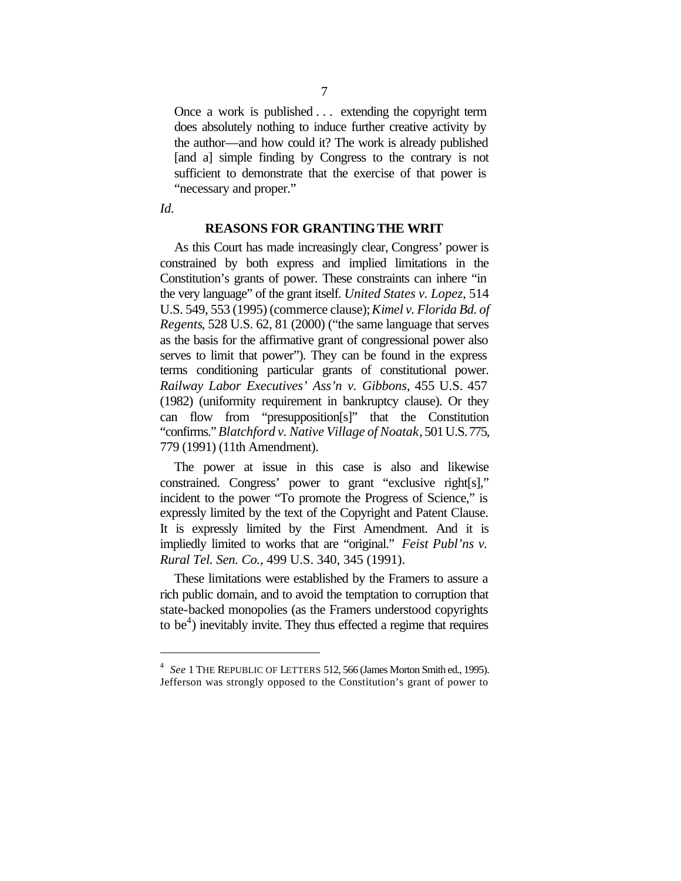> Once a work is published . . . extending the copyright term does absolutely nothing to induce further creative activity by the author—and how could it? The work is already published [and a] simple finding by Congress to the contrary is not sufficient to demonstrate that the exercise of that power is "necessary and proper."

*Id.*

## REASONS FOR GRANTING THE WRIT

As this Court has made increasingly clear, Congress' power is constrained by both express and implied limitations in the Constitution's grants of power. These constraints can inhere "in the very language" of the grant itself. *United States v. Lopez*, 514 U.S. 549, 553 (1995) (commerce clause); *Kimel v. Florida Bd. of Regents*, 528 U.S. 62, 81 (2000) ("the same language that serves as the basis for the affirmative grant of congressional power also serves to limit that power"). They can be found in the express terms conditioning particular grants of constitutional power. *Railway Labor Executives' Ass'n v. Gibbons*, 455 U.S. 457 (1982) (uniformity requirement in bankruptcy clause). Or they can flow from "presupposition[s]" that the Constitution "confirms." *Blatchford v. Native Village of Noatak*, 501 U.S. 775, 779 (1991) (11th Amendment).

The power at issue in this case is also and likewise constrained. Congress' power to grant "exclusive right[s]," incident to the power "To promote the Progress of Science," is expressly limited by the text of the Copyright and Patent Clause. It is expressly limited by the First Amendment. And it is impliedly limited to works that are "original." *Feist Publ'ns v. Rural Tel. Ser. Co.*, 499 U.S. 340, 345 (1991).

These limitations were established by the Framers to assure a rich public domain, and to avoid the temptation to corruption that state-backed monopolies (as the Framers understood copyrights to be[4]) inevitably invite. They thus effected a regime that requires

---

[4] *See* 1 THE REPUBLIC OF LETTERS 512, 566 (James Morton Smith ed., 1995). Jefferson was strongly opposed to the Constitution's grant of power to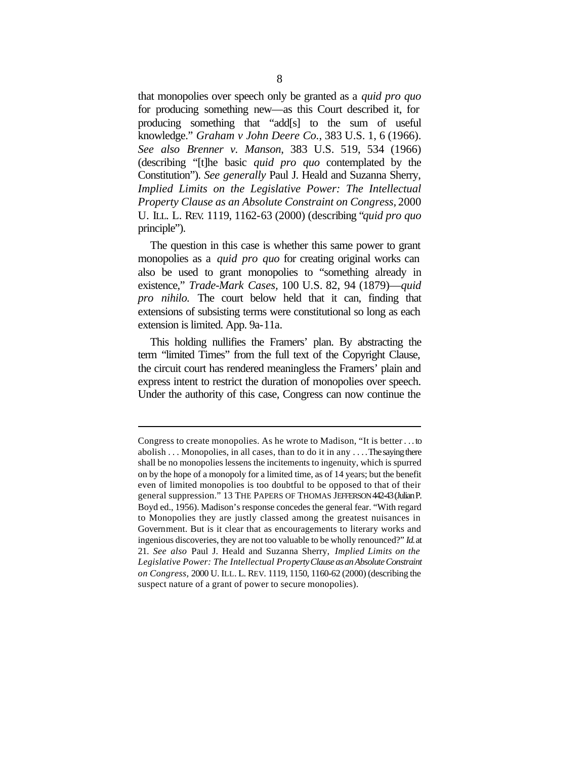that monopolies over speech only be granted as a *quid pro quo* for producing something new—as this Court described it, for producing something that "add[s] to the sum of useful knowledge." *Graham v John Deere Co.*, 383 U.S. 1, 6 (1966). *See also Brenner v. Manson*, 383 U.S. 519, 534 (1966) (describing "[t]he basic *quid pro quo* contemplated by the Constitution"). *See generally* Paul J. Heald and Suzanna Sherry, *Implied Limits on the Legislative Power: The Intellectual Property Clause as an Absolute Constraint on Congress*, 2000 U. ILL. L. REV. 1119, 1162-63 (2000) (describing "*quid pro quo* principle").

The question in this case is whether this same power to grant monopolies as a *quid pro quo* for creating original works can also be used to grant monopolies to "something already in existence," *Trade-Mark Cases*, 100 U.S. 82, 94 (1879)—*quid pro nihilo.* The court below held that it can, finding that extensions of subsisting terms were constitutional so long as each extension is limited. App. 9a-11a.

This holding nullifies the Framers' plan. By abstracting the term "limited Times" from the full text of the Copyright Clause, the circuit court has rendered meaningless the Framers' plain and express intent to restrict the duration of monopolies over speech. Under the authority of this case, Congress can now continue the

---

Congress to create monopolies. As he wrote to Madison, "It is better . . . to abolish . . . Monopolies, in all cases, than to do it in any . . . . The saying there shall be no monopolies lessens the incitements to ingenuity, which is spurred on by the hope of a monopoly for a limited time, as of 14 years; but the benefit even of limited monopolies is too doubtful to be opposed to that of their general suppression." 13 THE PAPERS OF THOMAS JEFFERSON 442-43 (Julian P. Boyd ed., 1956). Madison's response concedes the general fear. "With regard to Monopolies they are justly classed among the greatest nuisances in Government. But is it clear that as encouragements to literary works and ingenious discoveries, they are not too valuable to be wholly renounced?" *Id.* at 21. *See also* Paul J. Heald and Suzanna Sherry, *Implied Limits on the Legislative Power: The Intellectual Property Clause as an Absolute Constraint on Congress*, 2000 U. ILL. L. REV. 1119, 1150, 1160-62 (2000) (describing the suspect nature of a grant of power to secure monopolies).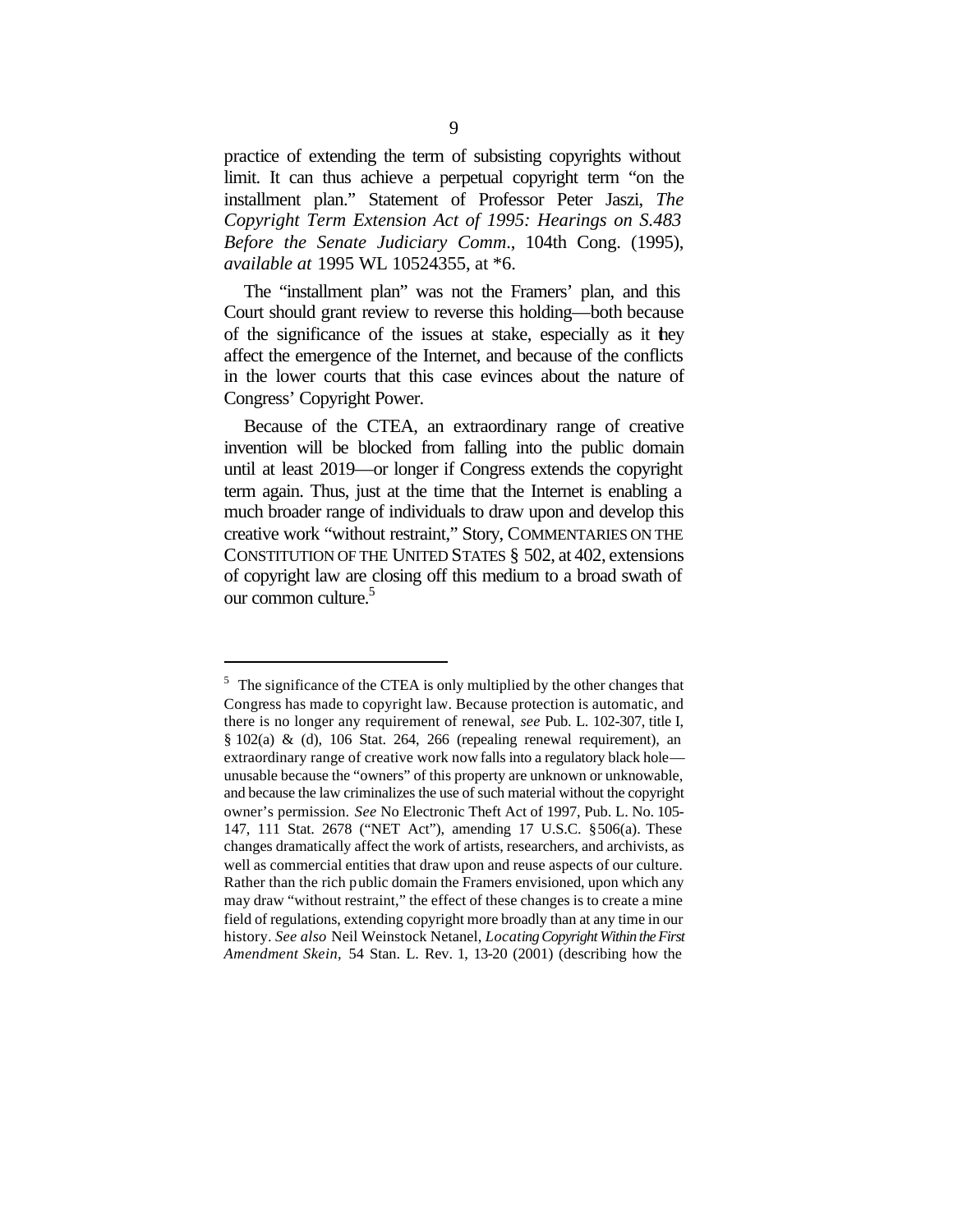practice of extending the term of subsisting copyrights without limit. It can thus achieve a perpetual copyright term "on the installment plan." Statement of Professor Peter Jaszi, *The Copyright Term Extension Act of 1995: Hearings on S.483 Before the Senate Judiciary Comm*., 104th Cong. (1995), *available at* 1995 WL 10524355, at *6.

The "installment plan" was not the Framers' plan, and this Court should grant review to reverse this holding—both because of the significance of the issues at stake, especially as it they affect the emergence of the Internet, and because of the conflicts in the lower courts that this case evinces about the nature of Congress' Copyright Power.

Because of the CTEA, an extraordinary range of creative invention will be blocked from falling into the public domain until at least 2019—or longer if Congress extends the copyright term again. Thus, just at the time that the Internet is enabling a much broader range of individuals to draw upon and develop this creative work "without restraint," Story, COMMENTARIES ON THE CONSTITUTION OF THE UNITED STATES § 502, at 402, extensions of copyright law are closing off this medium to a broad swath of our common culture.[5]

---

[5] The significance of the CTEA is only multiplied by the other changes that Congress has made to copyright law. Because protection is automatic, and there is no longer any requirement of renewal, *see* Pub. L. 102-307, title I, § 102(a) & (d), 106 Stat. 264, 266 (repealing renewal requirement), an extraordinary range of creative work now falls into a regulatory black hole—unusable because the "owners" of this property are unknown or unknowable, and because the law criminalizes the use of such material without the copyright owner's permission. *See* No Electronic Theft Act of 1997, Pub. L. No. 105-147, 111 Stat. 2678 ("NET Act"), amending 17 U.S.C. § 506(a). These changes dramatically affect the work of artists, researchers, and archivists, as well as commercial entities that draw upon and reuse aspects of our culture. Rather than the rich public domain the Framers envisioned, upon which any may draw "without restraint," the effect of these changes is to create a mine field of regulations, extending copyright more broadly than at any time in our history. *See also* Neil Weinstock Netanel, *Locating Copyright Within the First Amendment Skein*, 54 Stan. L. Rev. 1, 13-20 (2001) (describing how the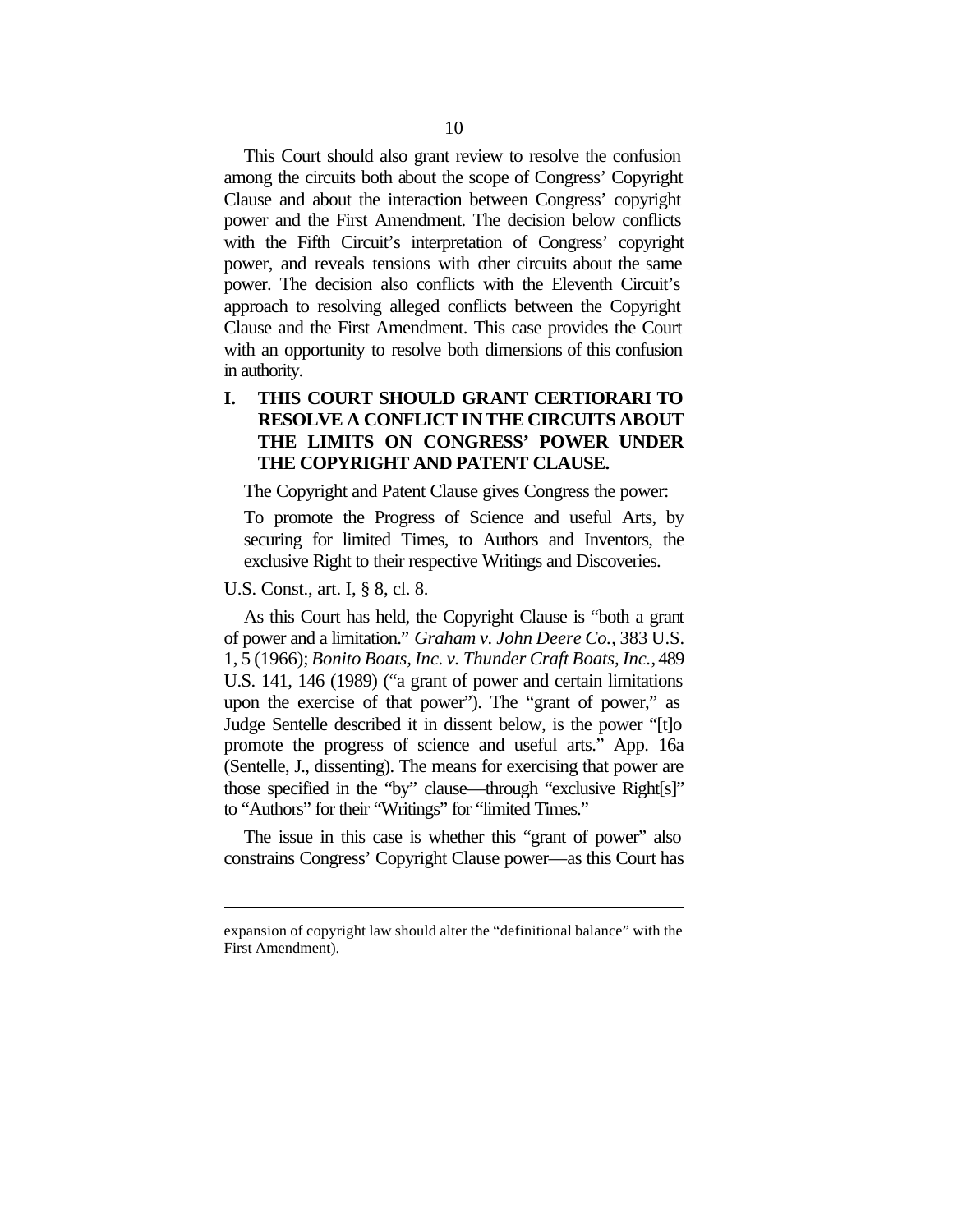This Court should also grant review to resolve the confusion among the circuits both about the scope of Congress' Copyright Clause and about the interaction between Congress' copyright power and the First Amendment. The decision below conflicts with the Fifth Circuit's interpretation of Congress' copyright power, and reveals tensions with other circuits about the same power. The decision also conflicts with the Eleventh Circuit's approach to resolving alleged conflicts between the Copyright Clause and the First Amendment. This case provides the Court with an opportunity to resolve both dimensions of this confusion in authority.

## I. THIS COURT SHOULD GRANT CERTIORARI TO RESOLVE A CONFLICT IN THE CIRCUITS ABOUT THE LIMITS ON CONGRESS' POWER UNDER THE COPYRIGHT AND PATENT CLAUSE.

The Copyright and Patent Clause gives Congress the power:

> To promote the Progress of Science and useful Arts, by securing for limited Times, to Authors and Inventors, the exclusive Right to their respective Writings and Discoveries.

U.S. Const., art. I, § 8, cl. 8.

As this Court has held, the Copyright Clause is "both a grant of power and a limitation." *Graham v. John Deere Co.*, 383 U.S. 1, 5 (1966); *Bonito Boats, Inc. v. Thunder Craft Boats, Inc.*, 489 U.S. 141, 146 (1989) ("a grant of power and certain limitations upon the exercise of that power"). The "grant of power," as Judge Sentelle described it in dissent below, is the power "[t]o promote the progress of science and useful arts." App. 16a (Sentelle, J., dissenting). The means for exercising that power are those specified in the "by" clause—through "exclusive Right[s]" to "Authors" for their "Writings" for "limited Times."

The issue in this case is whether this "grant of power" also constrains Congress' Copyright Clause power—as this Court has

---

expansion of copyright law should alter the "definitional balance" with the First Amendment).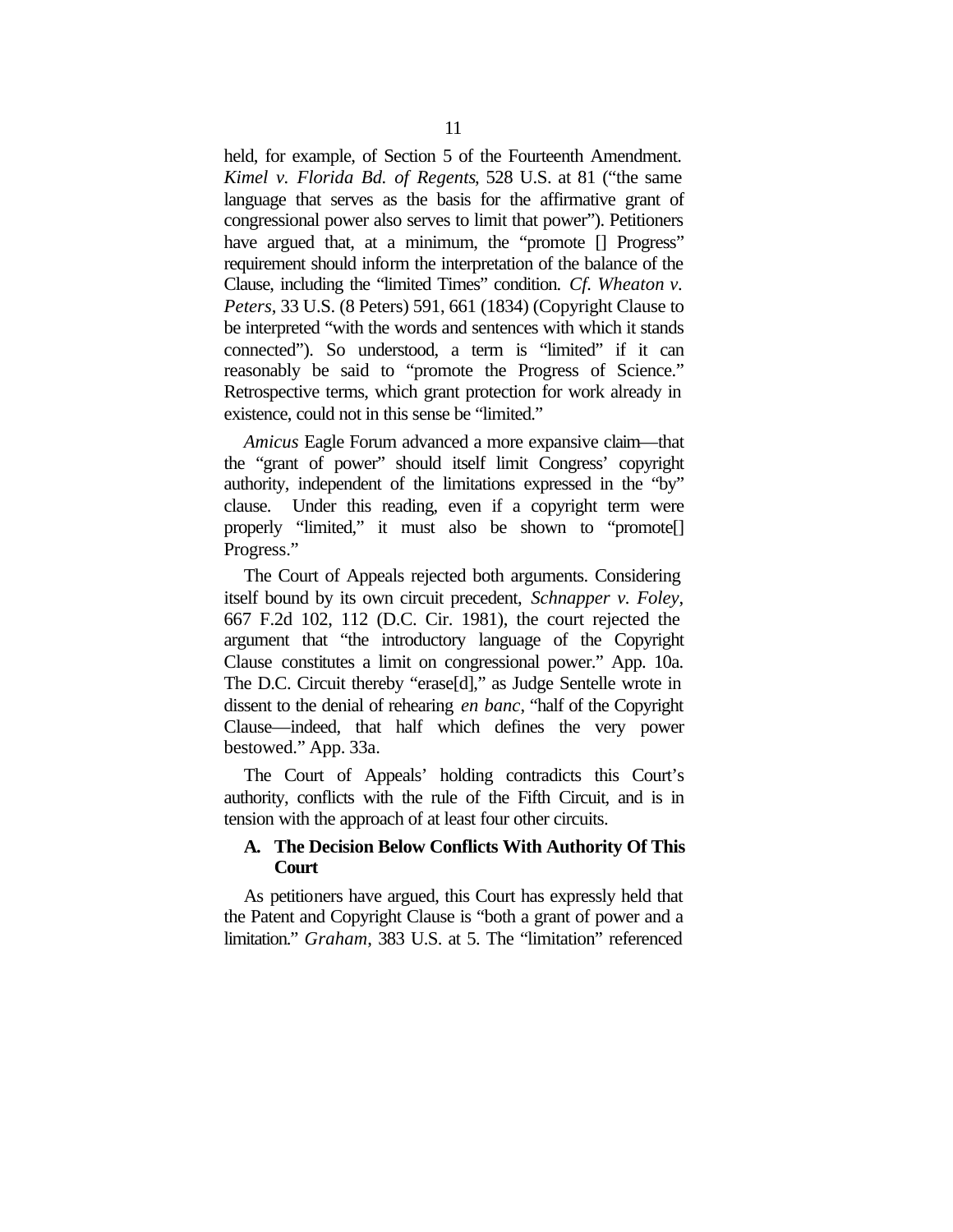held, for example, of Section 5 of the Fourteenth Amendment. *Kimel v. Florida Bd. of Regents*, 528 U.S. at 81 ("the same language that serves as the basis for the affirmative grant of congressional power also serves to limit that power"). Petitioners have argued that, at a minimum, the "promote [] Progress" requirement should inform the interpretation of the balance of the Clause, including the "limited Times" condition. *Cf. Wheaton v. Peters*, 33 U.S. (8 Peters) 591, 661 (1834) (Copyright Clause to be interpreted "with the words and sentences with which it stands connected"). So understood, a term is "limited" if it can reasonably be said to "promote the Progress of Science." Retrospective terms, which grant protection for work already in existence, could not in this sense be "limited."

*Amicus* Eagle Forum advanced a more expansive claim—that the "grant of power" should itself limit Congress' copyright authority, independent of the limitations expressed in the "by" clause. Under this reading, even if a copyright term were properly "limited," it must also be shown to "promote[] Progress."

The Court of Appeals rejected both arguments. Considering itself bound by its own circuit precedent, *Schnapper v. Foley*, 667 F.2d 102, 112 (D.C. Cir. 1981), the court rejected the argument that "the introductory language of the Copyright Clause constitutes a limit on congressional power." App. 10a. The D.C. Circuit thereby "erase[d]," as Judge Sentelle wrote in dissent to the denial of rehearing *en banc*, "half of the Copyright Clause—indeed, that half which defines the very power bestowed." App. 33a.

The Court of Appeals' holding contradicts this Court's authority, conflicts with the rule of the Fifth Circuit, and is in tension with the approach of at least four other circuits.

### A. The Decision Below Conflicts With Authority Of This Court

As petitioners have argued, this Court has expressly held that the Patent and Copyright Clause is "both a grant of power and a limitation." *Graham*, 383 U.S. at 5. The "limitation" referenced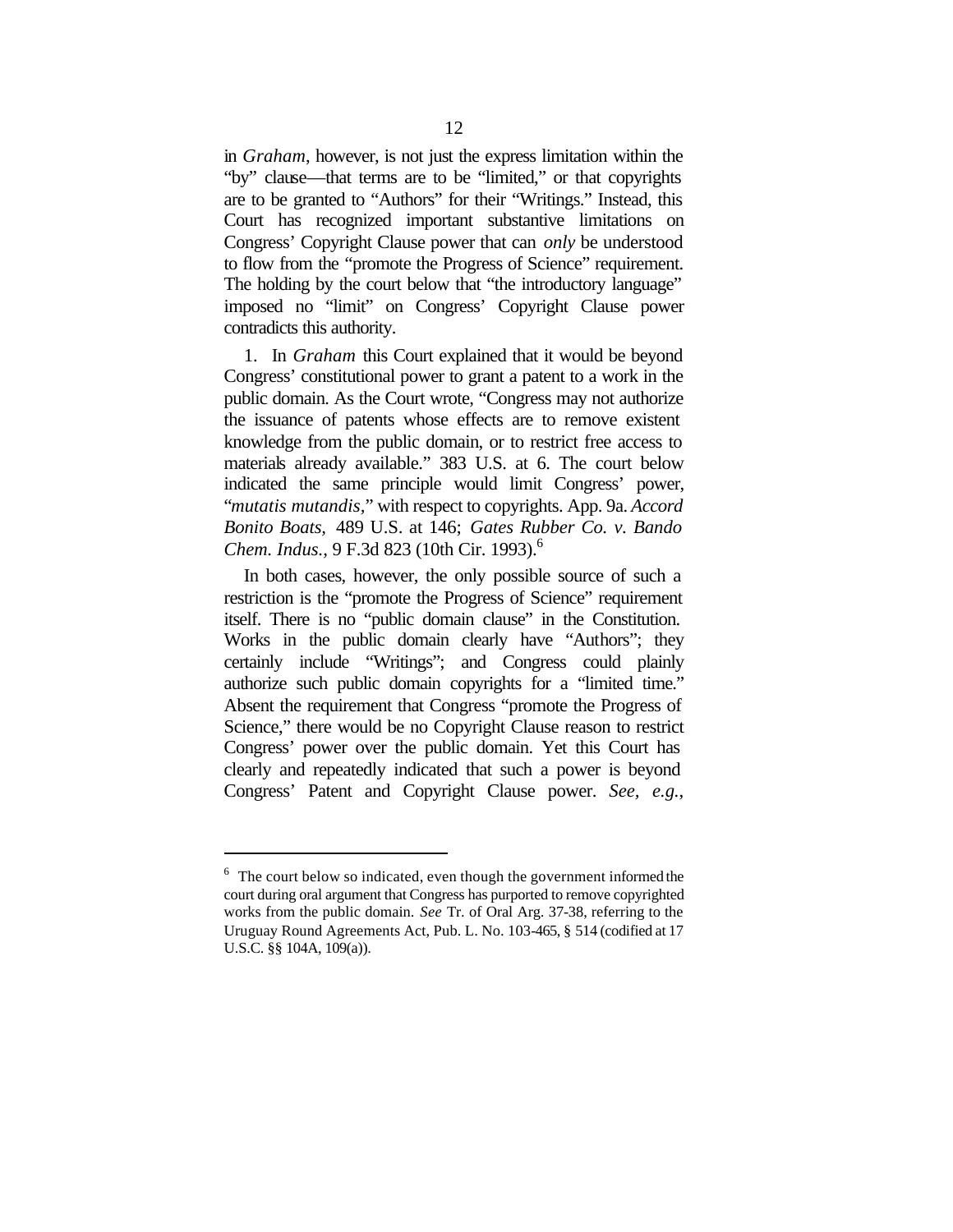in *Graham*, however, is not just the express limitation within the "by" clause—that terms are to be "limited," or that copyrights are to be granted to "Authors" for their "Writings." Instead, this Court has recognized important substantive limitations on Congress' Copyright Clause power that can *only* be understood to flow from the "promote the Progress of Science" requirement. The holding by the court below that "the introductory language" imposed no "limit" on Congress' Copyright Clause power contradicts this authority.

1. In *Graham* this Court explained that it would be beyond Congress' constitutional power to grant a patent to a work in the public domain. As the Court wrote, "Congress may not authorize the issuance of patents whose effects are to remove existent knowledge from the public domain, or to restrict free access to materials already available." 383 U.S. at 6. The court below indicated the same principle would limit Congress' power, "*mutatis mutandis*," with respect to copyrights. App. 9a. *Accord Bonito Boats*, 489 U.S. at 146; *Gates Rubber Co. v. Bando Chem. Indus.*, 9 F.3d 823 (10th Cir. 1993).[6]

In both cases, however, the only possible source of such a restriction is the "promote the Progress of Science" requirement itself. There is no "public domain clause" in the Constitution. Works in the public domain clearly have "Authors"; they certainly include "Writings"; and Congress could plainly authorize such public domain copyrights for a "limited time." Absent the requirement that Congress "promote the Progress of Science," there would be no Copyright Clause reason to restrict Congress' power over the public domain. Yet this Court has clearly and repeatedly indicated that such a power is beyond Congress' Patent and Copyright Clause power. *See, e.g.*,

---

[6] The court below so indicated, even though the government informed the court during oral argument that Congress has purported to remove copyrighted works from the public domain. *See* Tr. of Oral Arg. 37-38, referring to the Uruguay Round Agreements Act, Pub. L. No. 103-465, § 514 (codified at 17 U.S.C. §§ 104A, 109(a)).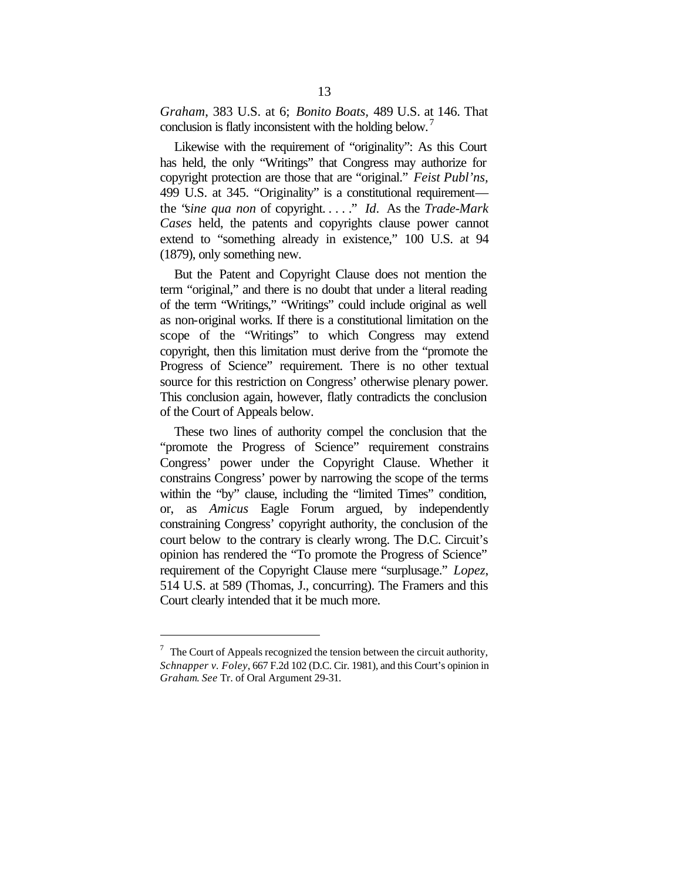*Graham*, 383 U.S. at 6; *Bonito Boats*, 489 U.S. at 146. That conclusion is flatly inconsistent with the holding below.[7]

Likewise with the requirement of "originality": As this Court has held, the only "Writings" that Congress may authorize for copyright protection are those that are "original." *Feist Publ'ns*, 499 U.S. at 345. "Originality" is a constitutional requirement—the "*sine qua non* of copyright. . . . ." *Id*. As the *Trade-Mark Cases* held, the patents and copyrights clause power cannot extend to "something already in existence," 100 U.S. at 94 (1879), only something new.

But the Patent and Copyright Clause does not mention the term "original," and there is no doubt that under a literal reading of the term "Writings," "Writings" could include original as well as non-original works. If there is a constitutional limitation on the scope of the "Writings" to which Congress may extend copyright, then this limitation must derive from the "promote the Progress of Science" requirement. There is no other textual source for this restriction on Congress' otherwise plenary power. This conclusion again, however, flatly contradicts the conclusion of the Court of Appeals below.

These two lines of authority compel the conclusion that the "promote the Progress of Science" requirement constrains Congress' power under the Copyright Clause. Whether it constrains Congress' power by narrowing the scope of the terms within the "by" clause, including the "limited Times" condition, or, as *Amicus* Eagle Forum argued, by independently constraining Congress' copyright authority, the conclusion of the court below to the contrary is clearly wrong. The D.C. Circuit's opinion has rendered the "To promote the Progress of Science" requirement of the Copyright Clause mere "surplusage." *Lopez*, 514 U.S. at 589 (Thomas, J., concurring). The Framers and this Court clearly intended that it be much more.

---

[7] The Court of Appeals recognized the tension between the circuit authority, *Schnapper v. Foley*, 667 F.2d 102 (D.C. Cir. 1981), and this Court's opinion in *Graham*. *See* Tr. of Oral Argument 29-31.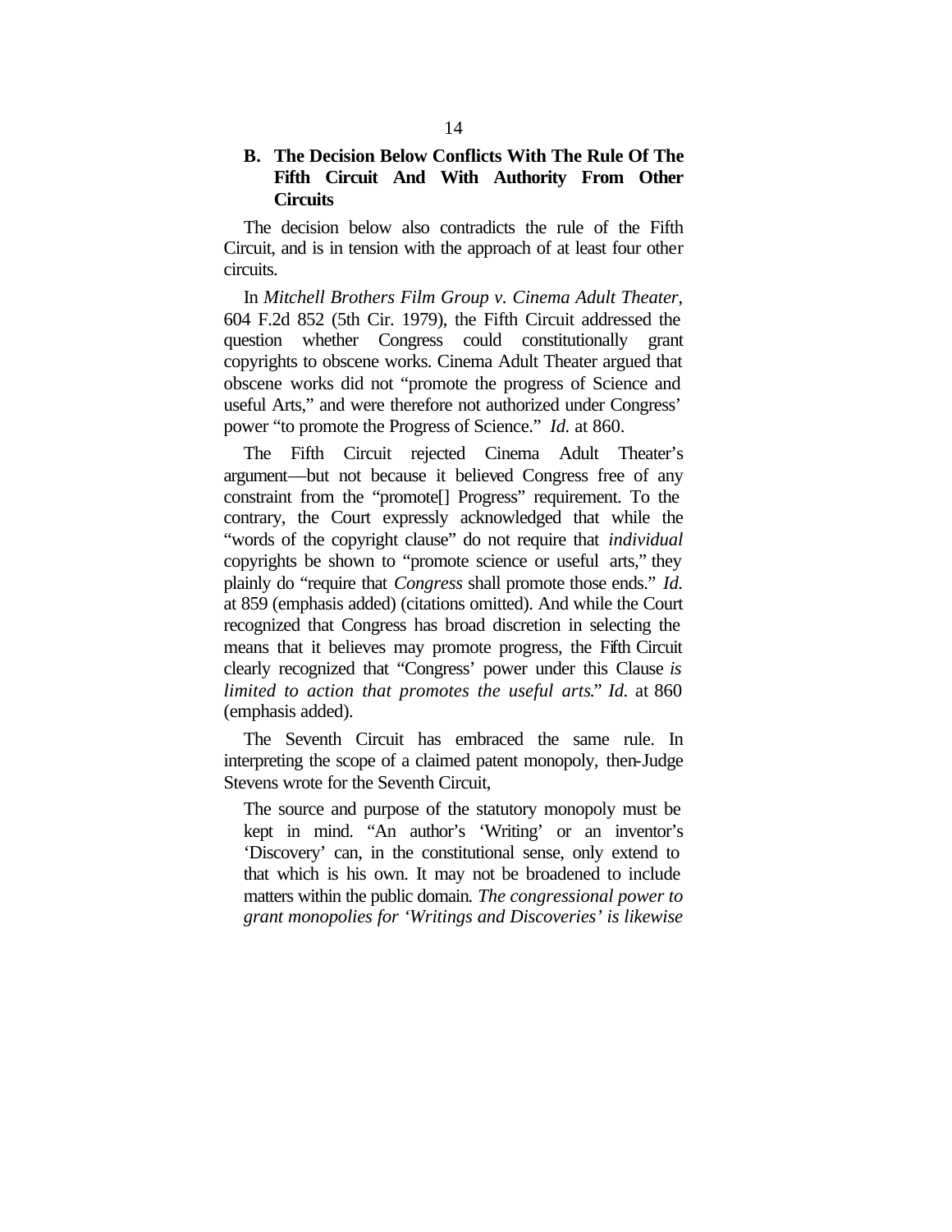### B. The Decision Below Conflicts With The Rule Of The Fifth Circuit And With Authority From Other Circuits

The decision below also contradicts the rule of the Fifth Circuit, and is in tension with the approach of at least four other circuits.

In *Mitchell Brothers Film Group v. Cinema Adult Theater*, 604 F.2d 852 (5th Cir. 1979), the Fifth Circuit addressed the question whether Congress could constitutionally grant copyrights to obscene works. Cinema Adult Theater argued that obscene works did not "promote the progress of Science and useful Arts," and were therefore not authorized under Congress' power "to promote the Progress of Science." *Id.* at 860.

The Fifth Circuit rejected Cinema Adult Theater's argument—but not because it believed Congress free of any constraint from the "promote[] Progress" requirement. To the contrary, the Court expressly acknowledged that while the "words of the copyright clause" do not require that *individual* copyrights be shown to "promote science or useful arts," they plainly do "require that *Congress* shall promote those ends." *Id.* at 859 (emphasis added) (citations omitted). And while the Court recognized that Congress has broad discretion in selecting the means that it believes may promote progress, the Fifth Circuit clearly recognized that "Congress' power under this Clause *is limited to action that promotes the useful arts*." *Id.* at 860 (emphasis added).

The Seventh Circuit has embraced the same rule. In interpreting the scope of a claimed patent monopoly, then-Judge Stevens wrote for the Seventh Circuit,

> The source and purpose of the statutory monopoly must be kept in mind. "An author's 'Writing' or an inventor's 'Discovery' can, in the constitutional sense, only extend to that which is his own. It may not be broadened to include matters within the public domain. *The congressional power to grant monopolies for 'Writings and Discoveries' is likewise*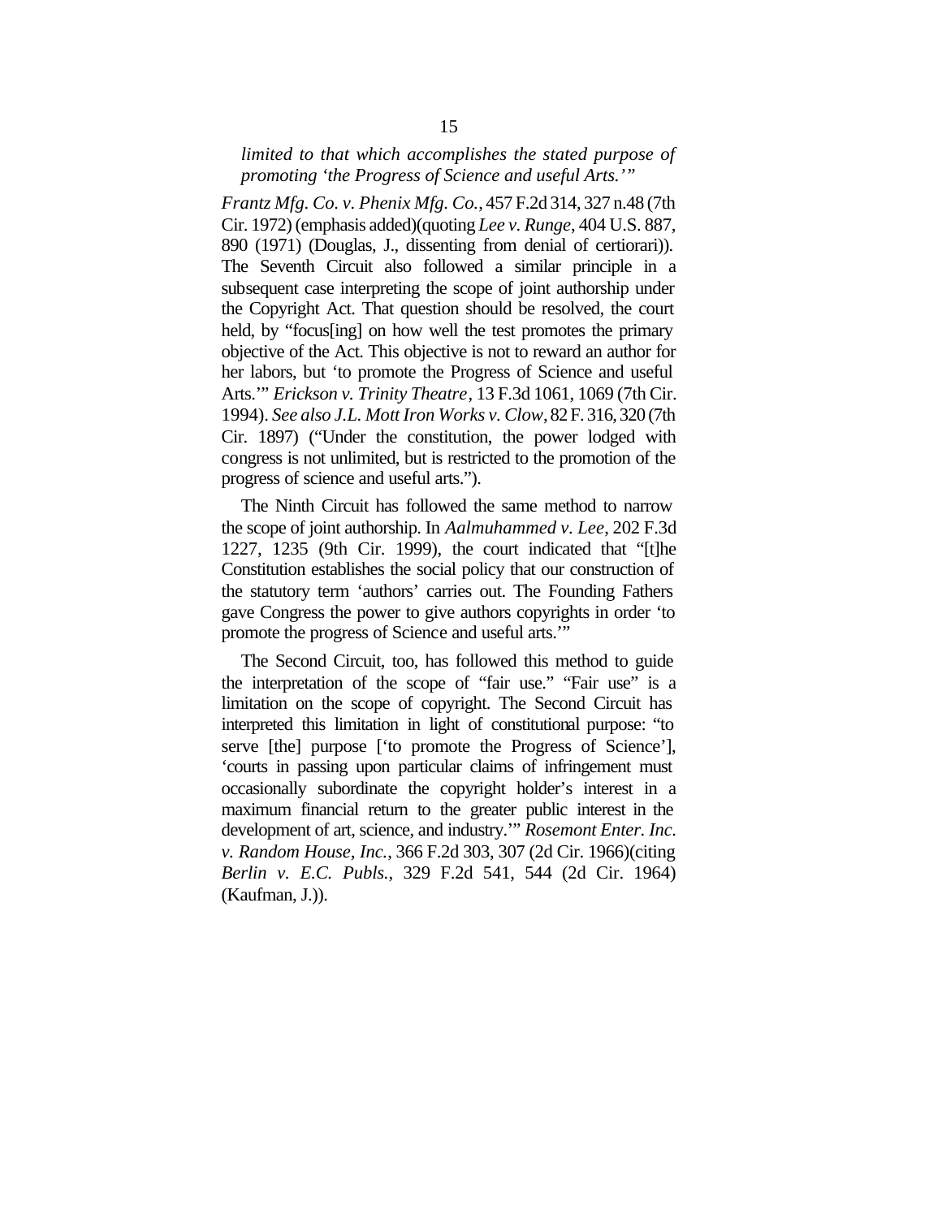*limited to that which accomplishes the stated purpose of promoting 'the Progress of Science and useful Arts.'"*

*Frantz Mfg. Co. v. Phenix Mfg. Co.*, 457 F.2d 314, 327 n.48 (7th Cir. 1972) (emphasis added)(quoting *Lee v. Runge*, 404 U.S. 887, 890 (1971) (Douglas, J., dissenting from denial of certiorari)). The Seventh Circuit also followed a similar principle in a subsequent case interpreting the scope of joint authorship under the Copyright Act. That question should be resolved, the court held, by "focus[ing] on how well the test promotes the primary objective of the Act. This objective is not to reward an author for her labors, but 'to promote the Progress of Science and useful Arts.'" *Erickson v. Trinity Theatre*, 13 F.3d 1061, 1069 (7th Cir. 1994). *See also J.L. Mott Iron Works v. Clow*, 82 F. 316, 320 (7th Cir. 1897) ("Under the constitution, the power lodged with congress is not unlimited, but is restricted to the promotion of the progress of science and useful arts.").

The Ninth Circuit has followed the same method to narrow the scope of joint authorship. In *Aalmuhammed v. Lee*, 202 F.3d 1227, 1235 (9th Cir. 1999), the court indicated that "[t]he Constitution establishes the social policy that our construction of the statutory term 'authors' carries out. The Founding Fathers gave Congress the power to give authors copyrights in order 'to promote the progress of Science and useful arts.'"

The Second Circuit, too, has followed this method to guide the interpretation of the scope of "fair use." "Fair use" is a limitation on the scope of copyright. The Second Circuit has interpreted this limitation in light of constitutional purpose: "to serve [the] purpose ['to promote the Progress of Science'], 'courts in passing upon particular claims of infringement must occasionally subordinate the copyright holder's interest in a maximum financial return to the greater public interest in the development of art, science, and industry.'" *Rosemont Enter. Inc. v. Random House, Inc.*, 366 F.2d 303, 307 (2d Cir. 1966)(citing *Berlin v. E.C. Publs.*, 329 F.2d 541, 544 (2d Cir. 1964) (Kaufman, J.)).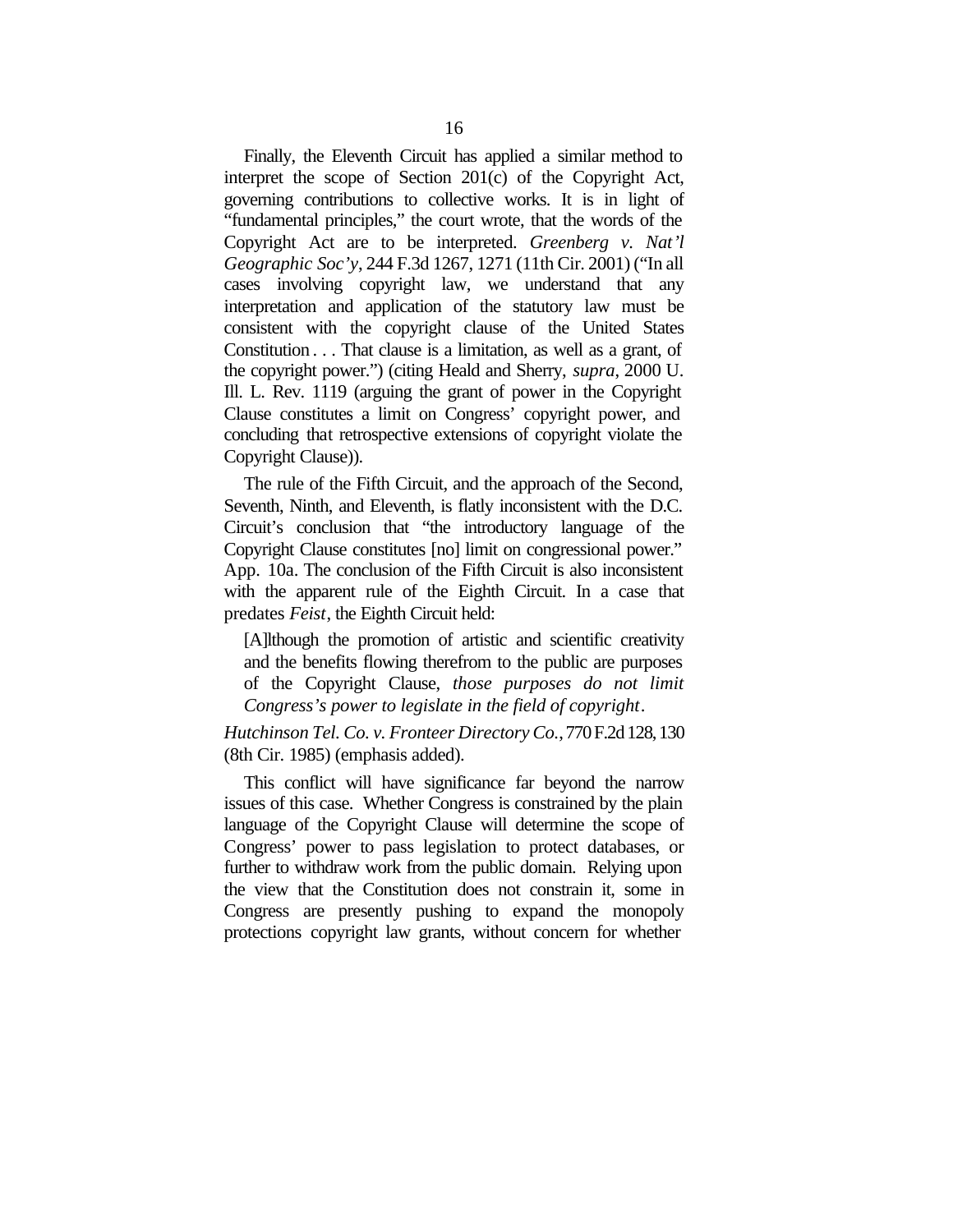Finally, the Eleventh Circuit has applied a similar method to interpret the scope of Section 201(c) of the Copyright Act, governing contributions to collective works. It is in light of "fundamental principles," the court wrote, that the words of the Copyright Act are to be interpreted. *Greenberg v. Nat'l Geographic Soc'y*, 244 F.3d 1267, 1271 (11th Cir. 2001) ("In all cases involving copyright law, we understand that any interpretation and application of the statutory law must be consistent with the copyright clause of the United States Constitution . . . That clause is a limitation, as well as a grant, of the copyright power.") (citing Heald and Sherry, *supra*, 2000 U. Ill. L. Rev. 1119 (arguing the grant of power in the Copyright Clause constitutes a limit on Congress' copyright power, and concluding that retrospective extensions of copyright violate the Copyright Clause)).

The rule of the Fifth Circuit, and the approach of the Second, Seventh, Ninth, and Eleventh, is flatly inconsistent with the D.C. Circuit's conclusion that "the introductory language of the Copyright Clause constitutes [no] limit on congressional power." App. 10a. The conclusion of the Fifth Circuit is also inconsistent with the apparent rule of the Eighth Circuit. In a case that predates *Feist*, the Eighth Circuit held:

> [A]lthough the promotion of artistic and scientific creativity and the benefits flowing therefrom to the public are purposes of the Copyright Clause, *those purposes do not limit Congress's power to legislate in the field of copyright*.

*Hutchinson Tel. Co. v. Fronteer Directory Co.*, 770 F.2d 128, 130 (8th Cir. 1985) (emphasis added).

This conflict will have significance far beyond the narrow issues of this case. Whether Congress is constrained by the plain language of the Copyright Clause will determine the scope of Congress' power to pass legislation to protect databases, or further to withdraw work from the public domain. Relying upon the view that the Constitution does not constrain it, some in Congress are presently pushing to expand the monopoly protections copyright law grants, without concern for whether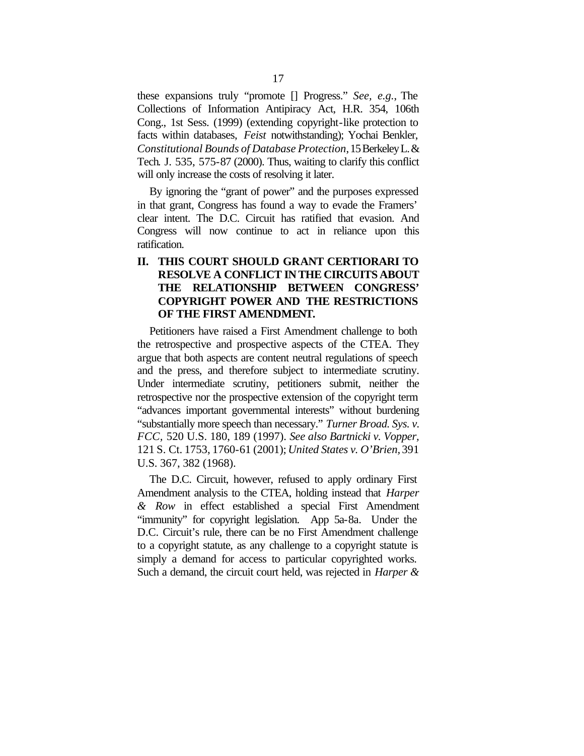these expansions truly "promote [] Progress." *See, e.g.*, The Collections of Information Antipiracy Act, H.R. 354, 106th Cong., 1st Sess. (1999) (extending copyright-like protection to facts within databases, *Feist* notwithstanding); Yochai Benkler, *Constitutional Bounds of Database Protection*, 15 Berkeley L. & Tech. J. 535, 575-87 (2000). Thus, waiting to clarify this conflict will only increase the costs of resolving it later.

By ignoring the "grant of power" and the purposes expressed in that grant, Congress has found a way to evade the Framers' clear intent. The D.C. Circuit has ratified that evasion. And Congress will now continue to act in reliance upon this ratification.

## II. THIS COURT SHOULD GRANT CERTIORARI TO RESOLVE A CONFLICT IN THE CIRCUITS ABOUT THE RELATIONSHIP BETWEEN CONGRESS' COPYRIGHT POWER AND THE RESTRICTIONS OF THE FIRST AMENDMENT.

Petitioners have raised a First Amendment challenge to both the retrospective and prospective aspects of the CTEA. They argue that both aspects are content neutral regulations of speech and the press, and therefore subject to intermediate scrutiny. Under intermediate scrutiny, petitioners submit, neither the retrospective nor the prospective extension of the copyright term "advances important governmental interests" without burdening "substantially more speech than necessary." *Turner Broad. Sys. v. FCC,* 520 U.S. 180, 189 (1997). *See also Bartnicki v. Vopper,* 121 S. Ct. 1753, 1760-61 (2001); *United States v. O'Brien,* 391 U.S. 367, 382 (1968).

The D.C. Circuit, however, refused to apply ordinary First Amendment analysis to the CTEA, holding instead that *Harper & Row* in effect established a special First Amendment "immunity" for copyright legislation. App 5a-8a. Under the D.C. Circuit's rule, there can be no First Amendment challenge to a copyright statute, as any challenge to a copyright statute is simply a demand for access to particular copyrighted works. Such a demand, the circuit court held, was rejected in *Harper &*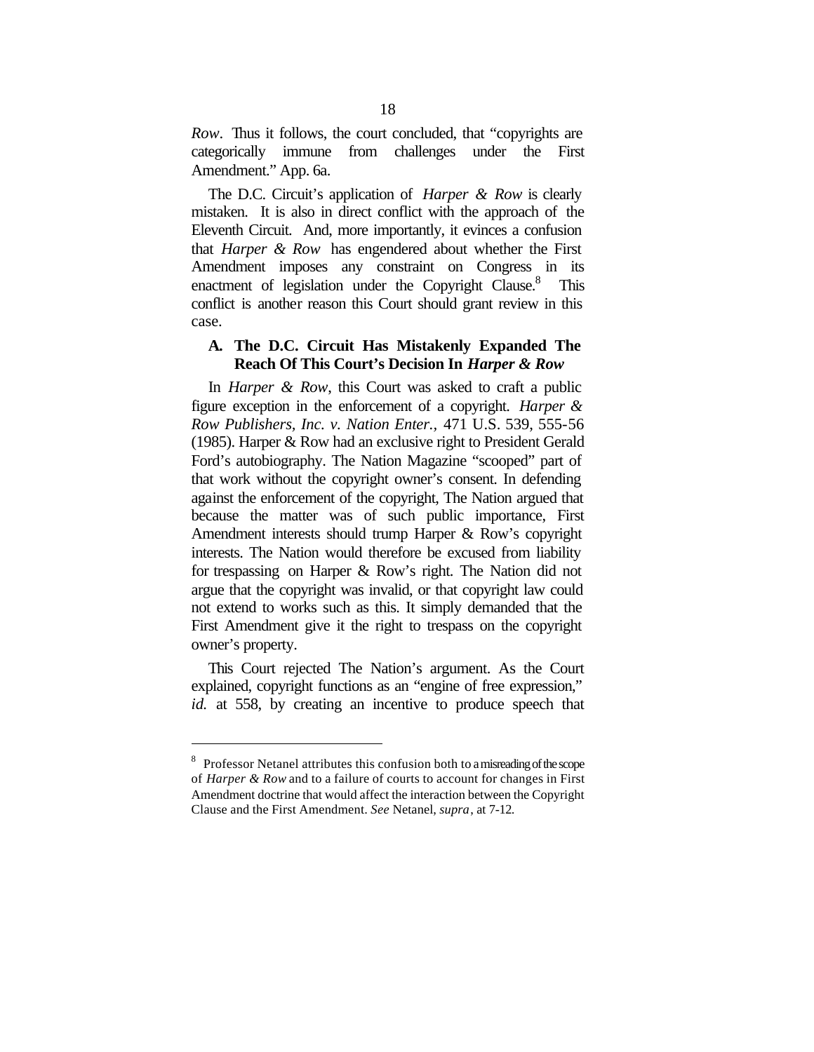*Row*. Thus it follows, the court concluded, that "copyrights are categorically immune from challenges under the First Amendment." App. 6a.

The D.C. Circuit's application of *Harper & Row* is clearly mistaken. It is also in direct conflict with the approach of the Eleventh Circuit. And, more importantly, it evinces a confusion that *Harper & Row* has engendered about whether the First Amendment imposes any constraint on Congress in its enactment of legislation under the Copyright Clause.[8] This conflict is another reason this Court should grant review in this case.

### A. The D.C. Circuit Has Mistakenly Expanded The Reach Of This Court's Decision In *Harper & Row*

In *Harper & Row*, this Court was asked to craft a public figure exception in the enforcement of a copyright. *Harper & Row Publishers, Inc. v. Nation Enter.,* 471 U.S. 539, 555-56 (1985). Harper & Row had an exclusive right to President Gerald Ford's autobiography. The Nation Magazine "scooped" part of that work without the copyright owner's consent. In defending against the enforcement of the copyright, The Nation argued that because the matter was of such public importance, First Amendment interests should trump Harper & Row's copyright interests. The Nation would therefore be excused from liability for trespassing on Harper & Row's right. The Nation did not argue that the copyright was invalid, or that copyright law could not extend to works such as this. It simply demanded that the First Amendment give it the right to trespass on the copyright owner's property.

This Court rejected The Nation's argument. As the Court explained, copyright functions as an "engine of free expression," *id.* at 558, by creating an incentive to produce speech that

---

[8] Professor Netanel attributes this confusion both to a misreading of the scope of *Harper & Row* and to a failure of courts to account for changes in First Amendment doctrine that would affect the interaction between the Copyright Clause and the First Amendment. *See* Netanel, *supra*, at 7-12.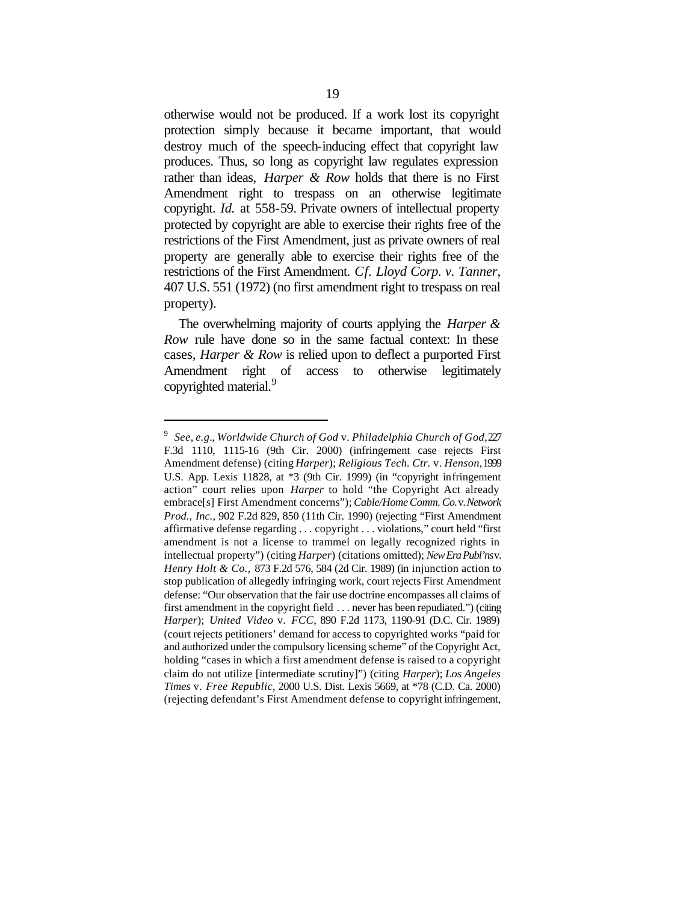otherwise would not be produced. If a work lost its copyright protection simply because it became important, that would destroy much of the speech-inducing effect that copyright law produces. Thus, so long as copyright law regulates expression rather than ideas, *Harper & Row* holds that there is no First Amendment right to trespass on an otherwise legitimate copyright. *Id.* at 558-59. Private owners of intellectual property protected by copyright are able to exercise their rights free of the restrictions of the First Amendment, just as private owners of real property are generally able to exercise their rights free of the restrictions of the First Amendment. *Cf. Lloyd Corp. v. Tanner*, 407 U.S. 551 (1972) (no first amendment right to trespass on real property).

The overwhelming majority of courts applying the *Harper & Row* rule have done so in the same factual context: In these cases, *Harper & Row* is relied upon to deflect a purported First Amendment right of access to otherwise legitimately copyrighted material.[9]

---

[9] *See, e.g.*, *Worldwide Church of God* v. *Philadelphia Church of God*, 227 F.3d 1110, 1115-16 (9th Cir. 2000) (infringement case rejects First Amendment defense) (citing *Harper*); *Religious Tech. Ctr.* v. *Henson*, 1999 U.S. App. Lexis 11828, at *3 (9th Cir. 1999) (in "copyright infringement action" court relies upon *Harper* to hold "the Copyright Act already embrace[s] First Amendment concerns"); *Cable/Home Comm. Co.* v. *Network Prod., Inc.*, 902 F.2d 829, 850 (11th Cir. 1990) (rejecting "First Amendment affirmative defense regarding . . . copyright . . . violations," court held "first amendment is not a license to trammel on legally recognized rights in intellectual property") (citing *Harper*) (citations omitted); *New Era Publ'ns* v. *Henry Holt & Co.*, 873 F.2d 576, 584 (2d Cir. 1989) (in injunction action to stop publication of allegedly infringing work, court rejects First Amendment defense: "Our observation that the fair use doctrine encompasses all claims of first amendment in the copyright field . . . never has been repudiated.") (citing *Harper*); *United Video* v. *FCC*, 890 F.2d 1173, 1190-91 (D.C. Cir. 1989) (court rejects petitioners' demand for access to copyrighted works "paid for and authorized under the compulsory licensing scheme" of the Copyright Act, holding "cases in which a first amendment defense is raised to a copyright claim do not utilize [intermediate scrutiny]") (citing *Harper*); *Los Angeles Times* v. *Free Republic*, 2000 U.S. Dist. Lexis 5669, at *78 (C.D. Ca. 2000) (rejecting defendant's First Amendment defense to copyright infringement,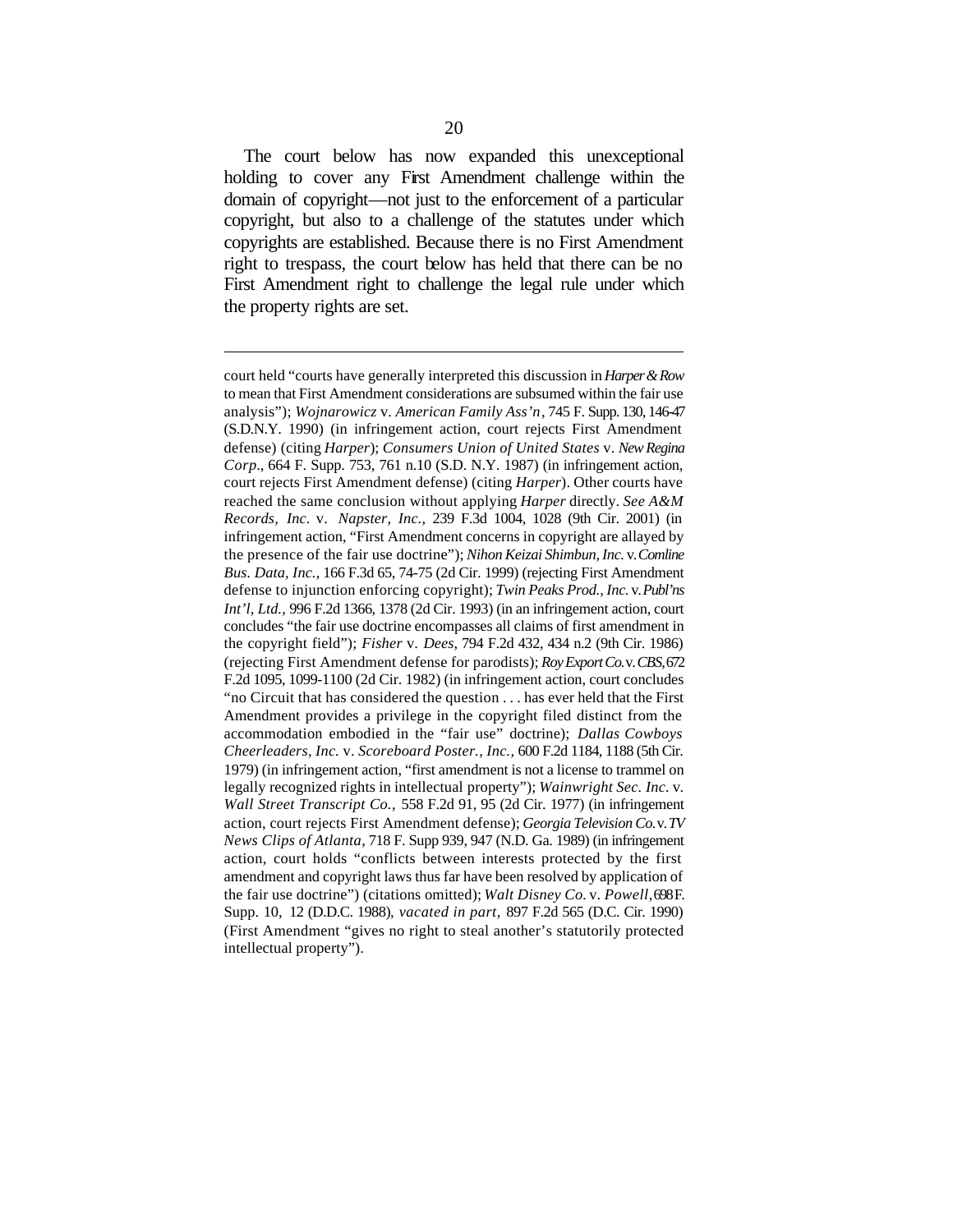The court below has now expanded this unexceptional holding to cover any First Amendment challenge within the domain of copyright—not just to the enforcement of a particular copyright, but also to a challenge of the statutes under which copyrights are established. Because there is no First Amendment right to trespass, the court below has held that there can be no First Amendment right to challenge the legal rule under which the property rights are set.

---

court held "courts have generally interpreted this discussion in *Harper & Row* to mean that First Amendment considerations are subsumed within the fair use analysis"); *Wojnarowicz* v. *American Family Ass'n*, 745 F. Supp. 130, 146-47 (S.D.N.Y. 1990) (in infringement action, court rejects First Amendment defense) (citing *Harper*); *Consumers Union of United States* v. *New Regina Corp*., 664 F. Supp. 753, 761 n.10 (S.D. N.Y. 1987) (in infringement action, court rejects First Amendment defense) (citing *Harper*). Other courts have reached the same conclusion without applying *Harper* directly. *See A&M Records, Inc.* v. *Napster, Inc.*, 239 F.3d 1004, 1028 (9th Cir. 2001) (in infringement action, "First Amendment concerns in copyright are allayed by the presence of the fair use doctrine"); *Nihon Keizai Shimbun, Inc.* v. *Comline Bus. Data, Inc.*, 166 F.3d 65, 74-75 (2d Cir. 1999) (rejecting First Amendment defense to injunction enforcing copyright); *Twin Peaks Prod., Inc.* v. *Publ'ns Int'l, Ltd.*, 996 F.2d 1366, 1378 (2d Cir. 1993) (in an infringement action, court concludes "the fair use doctrine encompasses all claims of first amendment in the copyright field"); *Fisher* v. *Dees*, 794 F.2d 432, 434 n.2 (9th Cir. 1986) (rejecting First Amendment defense for parodists); *Roy Export Co.* v. *CBS*, 672 F.2d 1095, 1099-1100 (2d Cir. 1982) (in infringement action, court concludes "no Circuit that has considered the question . . . has ever held that the First Amendment provides a privilege in the copyright filed distinct from the accommodation embodied in the "fair use" doctrine); *Dallas Cowboys Cheerleaders, Inc.* v. *Scoreboard Poster., Inc.*, 600 F.2d 1184, 1188 (5th Cir. 1979) (in infringement action, "first amendment is not a license to trammel on legally recognized rights in intellectual property"); *Wainwright Sec. Inc.* v. *Wall Street Transcript Co.*, 558 F.2d 91, 95 (2d Cir. 1977) (in infringement action, court rejects First Amendment defense); *Georgia Television Co.* v. *TV News Clips of Atlanta*, 718 F. Supp 939, 947 (N.D. Ga. 1989) (in infringement action, court holds "conflicts between interests protected by the first amendment and copyright laws thus far have been resolved by application of the fair use doctrine") (citations omitted); *Walt Disney Co.* v. *Powell*, 698 F. Supp. 10, 12 (D.D.C. 1988), *vacated in part*, 897 F.2d 565 (D.C. Cir. 1990) (First Amendment "gives no right to steal another's statutorily protected intellectual property").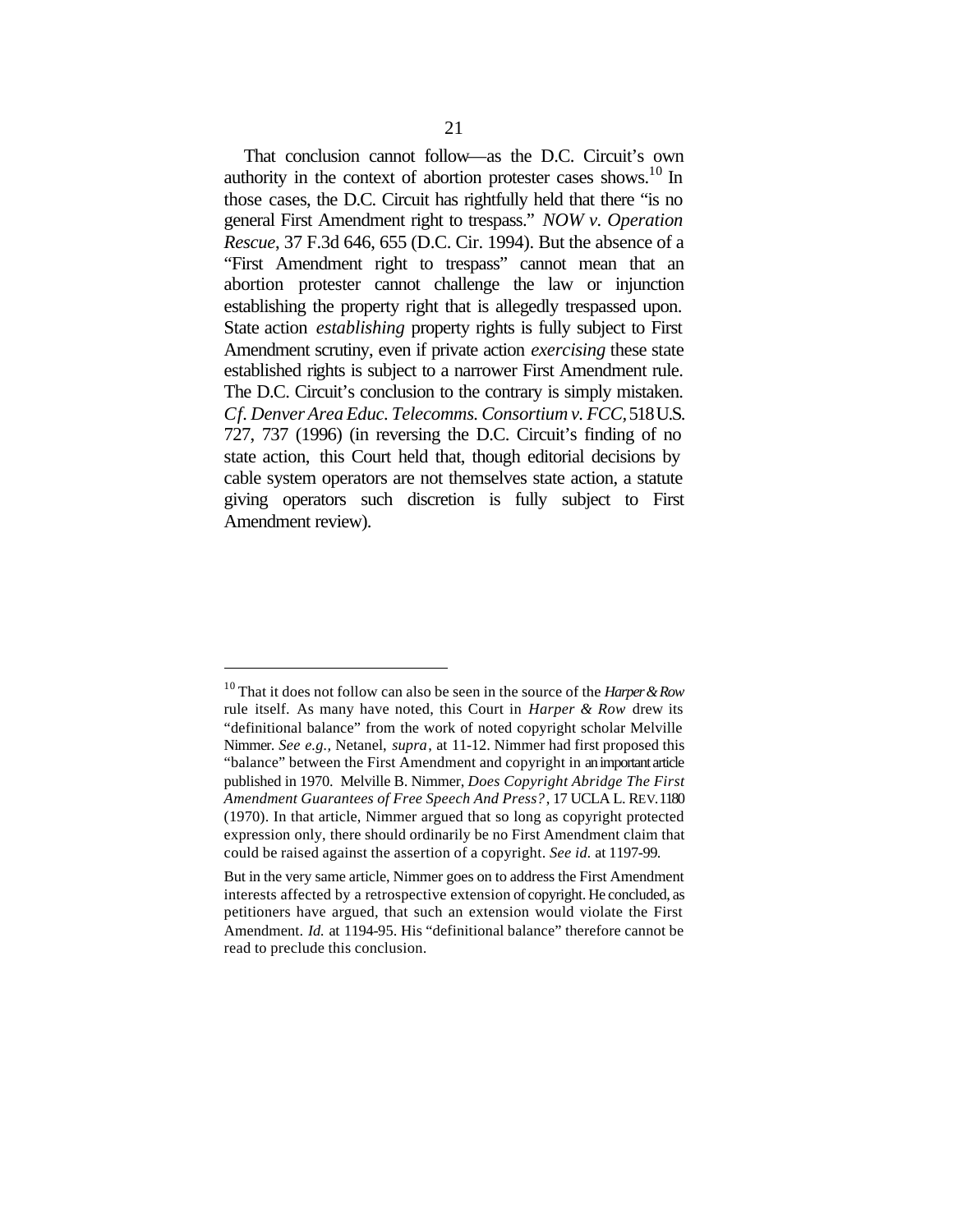That conclusion cannot follow—as the D.C. Circuit's own authority in the context of abortion protester cases shows.[10] In those cases, the D.C. Circuit has rightfully held that there "is no general First Amendment right to trespass." *NOW v. Operation Rescue*, 37 F.3d 646, 655 (D.C. Cir. 1994). But the absence of a "First Amendment right to trespass" cannot mean that an abortion protester cannot challenge the law or injunction establishing the property right that is allegedly trespassed upon. State action *establishing* property rights is fully subject to First Amendment scrutiny, even if private action *exercising* these state established rights is subject to a narrower First Amendment rule. The D.C. Circuit's conclusion to the contrary is simply mistaken. *Cf. Denver Area Educ. Telecomms. Consortium v. FCC*, 518 U.S. 727, 737 (1996) (in reversing the D.C. Circuit's finding of no state action, this Court held that, though editorial decisions by cable system operators are not themselves state action, a statute giving operators such discretion is fully subject to First Amendment review).

---

[10] That it does not follow can also be seen in the source of the *Harper & Row* rule itself. As many have noted, this Court in *Harper & Row* drew its "definitional balance" from the work of noted copyright scholar Melville Nimmer. *See e.g.,* Netanel, *supra*, at 11-12. Nimmer had first proposed this "balance" between the First Amendment and copyright in an important article published in 1970. Melville B. Nimmer, *Does Copyright Abridge The First Amendment Guarantees of Free Speech And Press?*, 17 UCLA L. REV. 1180 (1970). In that article, Nimmer argued that so long as copyright protected expression only, there should ordinarily be no First Amendment claim that could be raised against the assertion of a copyright. *See id.* at 1197-99.

But in the very same article, Nimmer goes on to address the First Amendment interests affected by a retrospective extension of copyright. He concluded, as petitioners have argued, that such an extension would violate the First Amendment. *Id.* at 1194-95. His "definitional balance" therefore cannot be read to preclude this conclusion.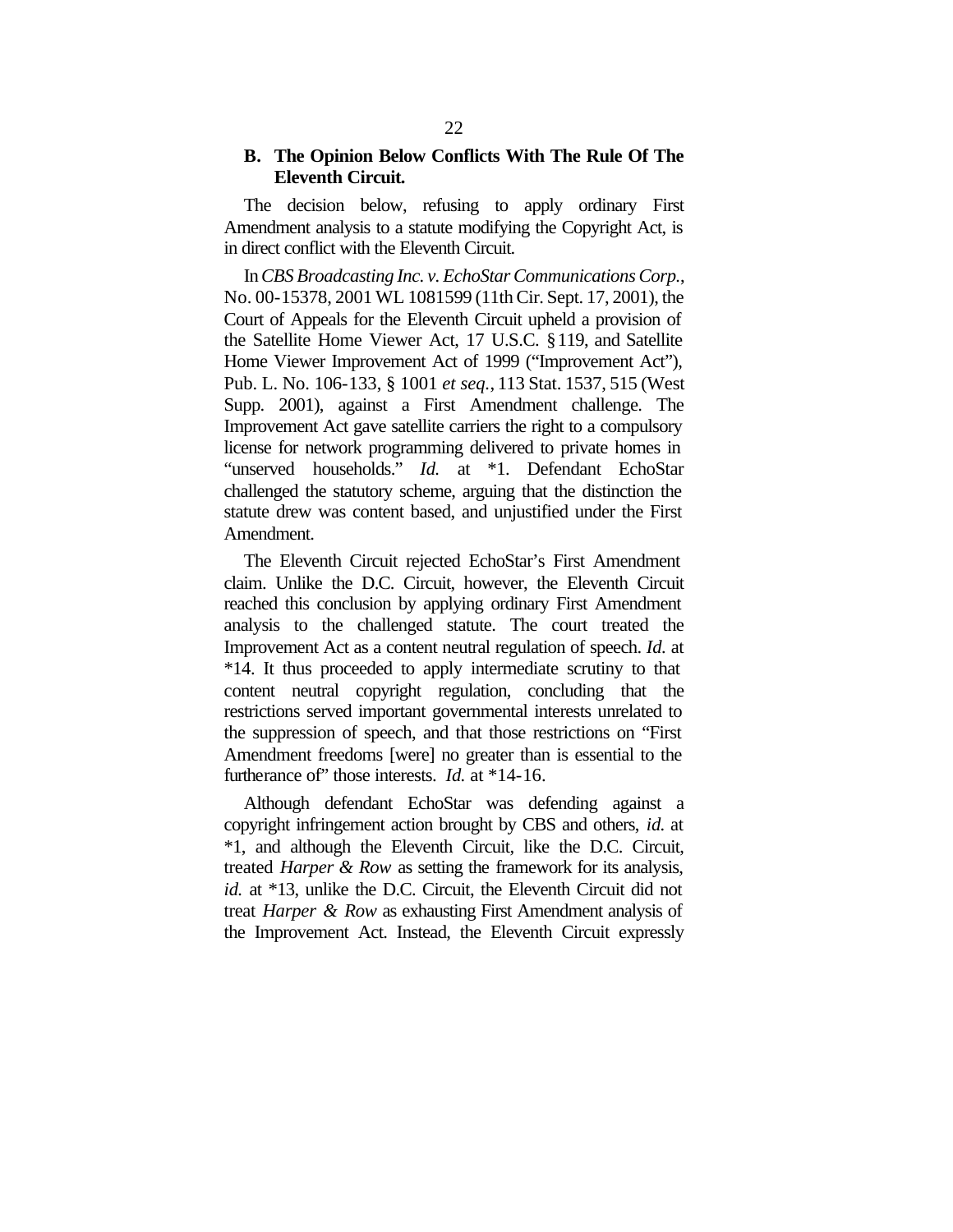### B. The Opinion Below Conflicts With The Rule Of The Eleventh Circuit.

The decision below, refusing to apply ordinary First Amendment analysis to a statute modifying the Copyright Act, is in direct conflict with the Eleventh Circuit.

In *CBS Broadcasting Inc. v. EchoStar Communications Corp.*, No. 00-15378, 2001 WL 1081599 (11th Cir. Sept. 17, 2001), the Court of Appeals for the Eleventh Circuit upheld a provision of the Satellite Home Viewer Act, 17 U.S.C. §119, and Satellite Home Viewer Improvement Act of 1999 ("Improvement Act"), Pub. L. No. 106-133, § 1001 *et seq.*, 113 Stat. 1537, 515 (West Supp. 2001), against a First Amendment challenge. The Improvement Act gave satellite carriers the right to a compulsory license for network programming delivered to private homes in "unserved households." *Id.* at *1. Defendant EchoStar challenged the statutory scheme, arguing that the distinction the statute drew was content based, and unjustified under the First Amendment.

The Eleventh Circuit rejected EchoStar's First Amendment claim. Unlike the D.C. Circuit, however, the Eleventh Circuit reached this conclusion by applying ordinary First Amendment analysis to the challenged statute. The court treated the Improvement Act as a content neutral regulation of speech. *Id.* at *14. It thus proceeded to apply intermediate scrutiny to that content neutral copyright regulation, concluding that the restrictions served important governmental interests unrelated to the suppression of speech, and that those restrictions on "First Amendment freedoms [were] no greater than is essential to the furtherance of" those interests. *Id.* at *14-16.

Although defendant EchoStar was defending against a copyright infringement action brought by CBS and others, *id.* at *1, and although the Eleventh Circuit, like the D.C. Circuit, treated *Harper & Row* as setting the framework for its analysis, *id.* at *13, unlike the D.C. Circuit, the Eleventh Circuit did not treat *Harper & Row* as exhausting First Amendment analysis of the Improvement Act. Instead, the Eleventh Circuit expressly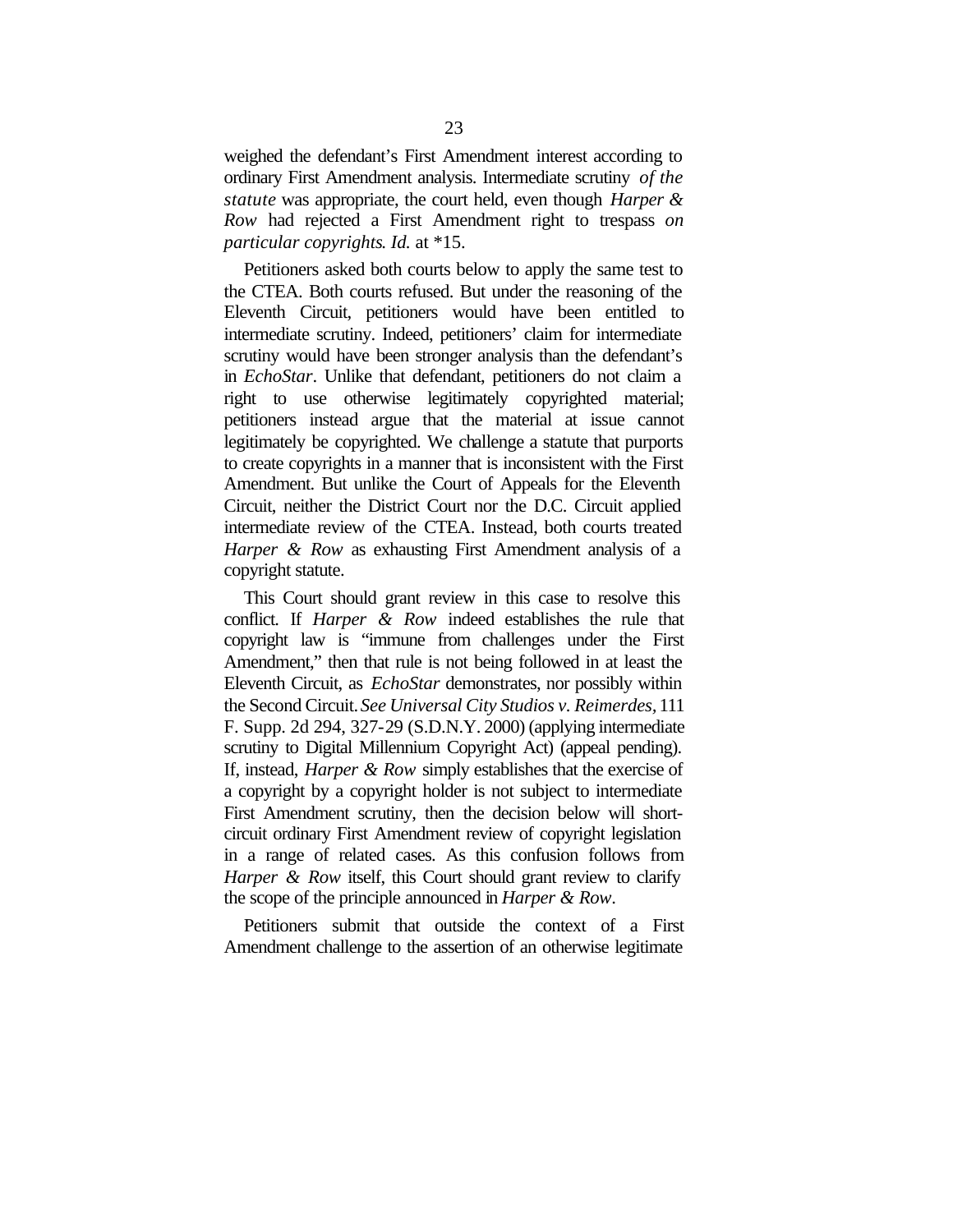weighed the defendant's First Amendment interest according to ordinary First Amendment analysis. Intermediate scrutiny *of the statute* was appropriate, the court held, even though *Harper & Row* had rejected a First Amendment right to trespass *on particular copyrights*. *Id.* at *15.

Petitioners asked both courts below to apply the same test to the CTEA. Both courts refused. But under the reasoning of the Eleventh Circuit, petitioners would have been entitled to intermediate scrutiny. Indeed, petitioners' claim for intermediate scrutiny would have been stronger analysis than the defendant's in *EchoStar*. Unlike that defendant, petitioners do not claim a right to use otherwise legitimately copyrighted material; petitioners instead argue that the material at issue cannot legitimately be copyrighted. We challenge a statute that purports to create copyrights in a manner that is inconsistent with the First Amendment. But unlike the Court of Appeals for the Eleventh Circuit, neither the District Court nor the D.C. Circuit applied intermediate review of the CTEA. Instead, both courts treated *Harper & Row* as exhausting First Amendment analysis of a copyright statute.

This Court should grant review in this case to resolve this conflict. If *Harper & Row* indeed establishes the rule that copyright law is "immune from challenges under the First Amendment," then that rule is not being followed in at least the Eleventh Circuit, as *EchoStar* demonstrates, nor possibly within the Second Circuit. *See Universal City Studios v. Reimerdes*, 111 F. Supp. 2d 294, 327-29 (S.D.N.Y. 2000) (applying intermediate scrutiny to Digital Millennium Copyright Act) (appeal pending). If, instead, *Harper & Row* simply establishes that the exercise of a copyright by a copyright holder is not subject to intermediate First Amendment scrutiny, then the decision below will short-circuit ordinary First Amendment review of copyright legislation in a range of related cases. As this confusion follows from *Harper & Row* itself, this Court should grant review to clarify the scope of the principle announced in *Harper & Row*.

Petitioners submit that outside the context of a First Amendment challenge to the assertion of an otherwise legitimate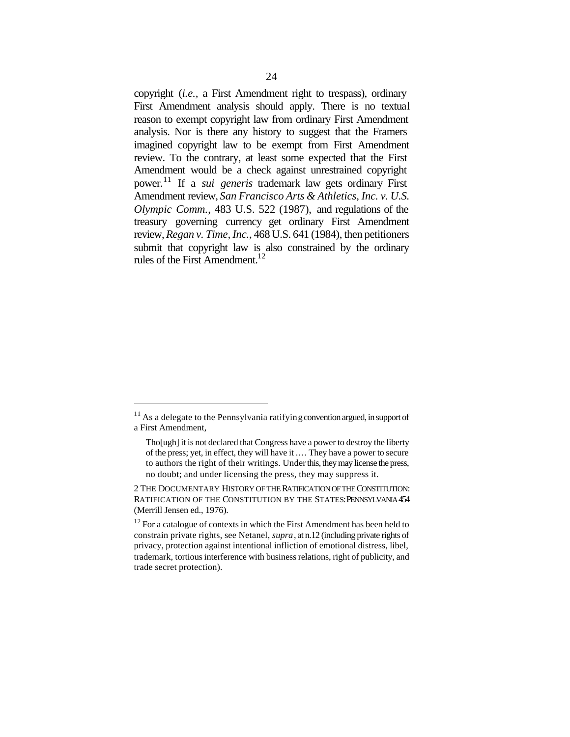copyright (*i.e.,* a First Amendment right to trespass), ordinary First Amendment analysis should apply. There is no textual reason to exempt copyright law from ordinary First Amendment analysis. Nor is there any history to suggest that the Framers imagined copyright law to be exempt from First Amendment review. To the contrary, at least some expected that the First Amendment would be a check against unrestrained copyright power.[11] If a *sui generis* trademark law gets ordinary First Amendment review, *San Francisco Arts & Athletics, Inc. v. U.S. Olympic Comm.*, 483 U.S. 522 (1987), and regulations of the treasury governing currency get ordinary First Amendment review, *Regan v. Time, Inc.*, 468 U.S. 641 (1984), then petitioners submit that copyright law is also constrained by the ordinary rules of the First Amendment.[12]

---

[11] As a delegate to the Pennsylvania ratifying convention argued, in support of a First Amendment,

> Tho[ugh] it is not declared that Congress have a power to destroy the liberty of the press; yet, in effect, they will have it .... They have a power to secure to authors the right of their writings. Under this, they may license the press, no doubt; and under licensing the press, they may suppress it.

2 THE DOCUMENTARY HISTORY OF THE RATIFICATION OF THE CONSTITUTION: RATIFICATION OF THE CONSTITUTION BY THE STATES: PENNSYLVANIA 454 (Merrill Jensen ed., 1976).

[12] For a catalogue of contexts in which the First Amendment has been held to constrain private rights, see Netanel, *supra*, at n.12 (including private rights of privacy, protection against intentional infliction of emotional distress, libel, trademark, tortious interference with business relations, right of publicity, and trade secret protection).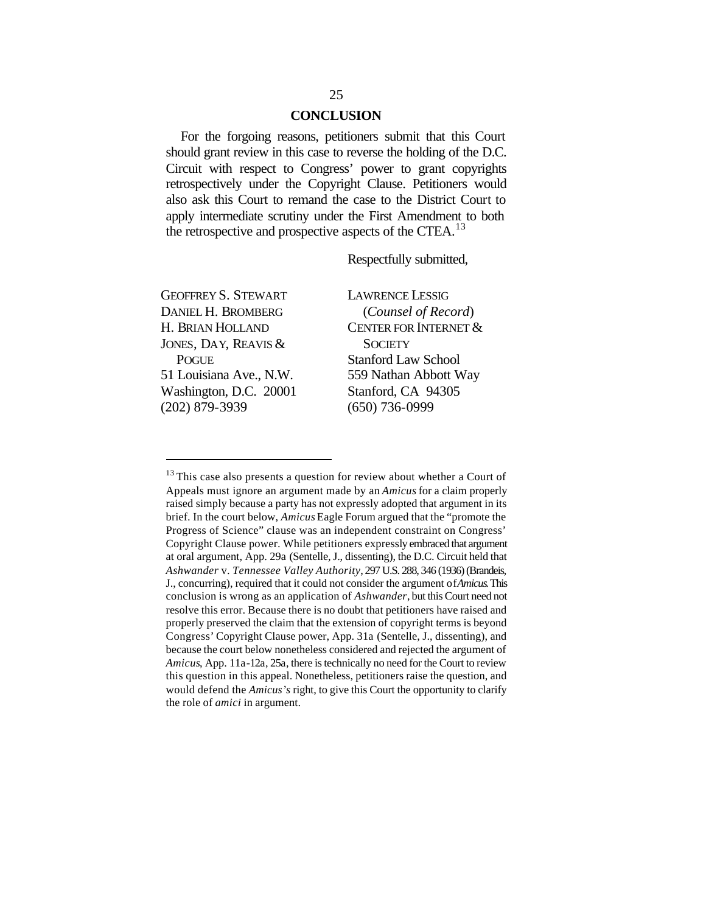## CONCLUSION

For the forgoing reasons, petitioners submit that this Court should grant review in this case to reverse the holding of the D.C. Circuit with respect to Congress' power to grant copyrights retrospectively under the Copyright Clause. Petitioners would also ask this Court to remand the case to the District Court to apply intermediate scrutiny under the First Amendment to both the retrospective and prospective aspects of the CTEA.[13]

Respectfully submitted,

GEOFFREY S. STEWART
DANIEL H. BROMBERG
H. BRIAN HOLLAND
JONES, DAY, REAVIS & POGUE
51 Louisiana Ave., N.W.
Washington, D.C. 20001
(202) 879-3939

LAWRENCE LESSIG
(*Counsel of Record*)
CENTER FOR INTERNET & SOCIETY
Stanford Law School
559 Nathan Abbott Way
Stanford, CA 94305
(650) 736-0999

---

[13] This case also presents a question for review about whether a Court of Appeals must ignore an argument made by an *Amicus* for a claim properly raised simply because a party has not expressly adopted that argument in its brief. In the court below, *Amicus* Eagle Forum argued that the "promote the Progress of Science" clause was an independent constraint on Congress' Copyright Clause power. While petitioners expressly embraced that argument at oral argument, App. 29a (Sentelle, J., dissenting), the D.C. Circuit held that *Ashwander* v. *Tennessee Valley Authority*, 297 U.S. 288, 346 (1936) (Brandeis, J., concurring), required that it could not consider the argument of *Amicus*. This conclusion is wrong as an application of *Ashwander*, but this Court need not resolve this error. Because there is no doubt that petitioners have raised and properly preserved the claim that the extension of copyright terms is beyond Congress' Copyright Clause power, App. 31a (Sentelle, J., dissenting), and because the court below nonetheless considered and rejected the argument of *Amicus*, App. 11a-12a, 25a, there is technically no need for the Court to review this question in this appeal. Nonetheless, petitioners raise the question, and would defend the *Amicus's* right, to give this Court the opportunity to clarify the role of *amici* in argument.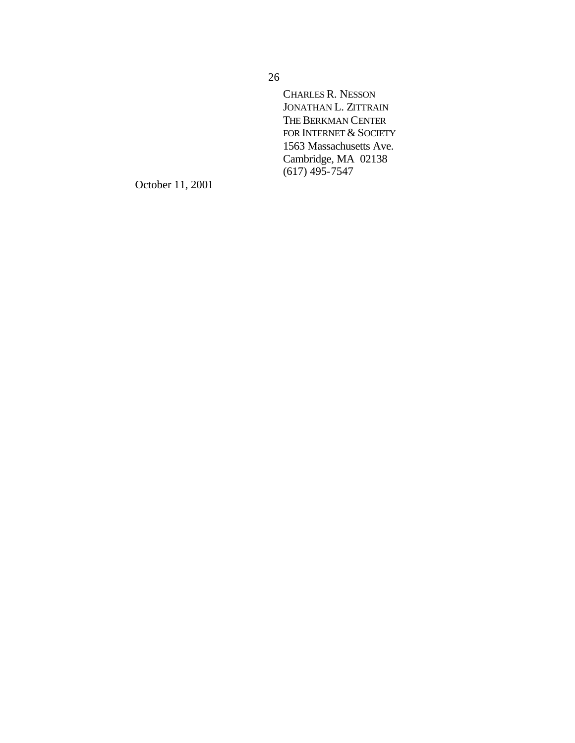CHARLES R. NESSON
JONATHAN L. ZITTRAIN
THE BERKMAN CENTER
FOR INTERNET & SOCIETY
1563 Massachusetts Ave.
Cambridge, MA 02138
(617) 495-7547

October 11, 2001